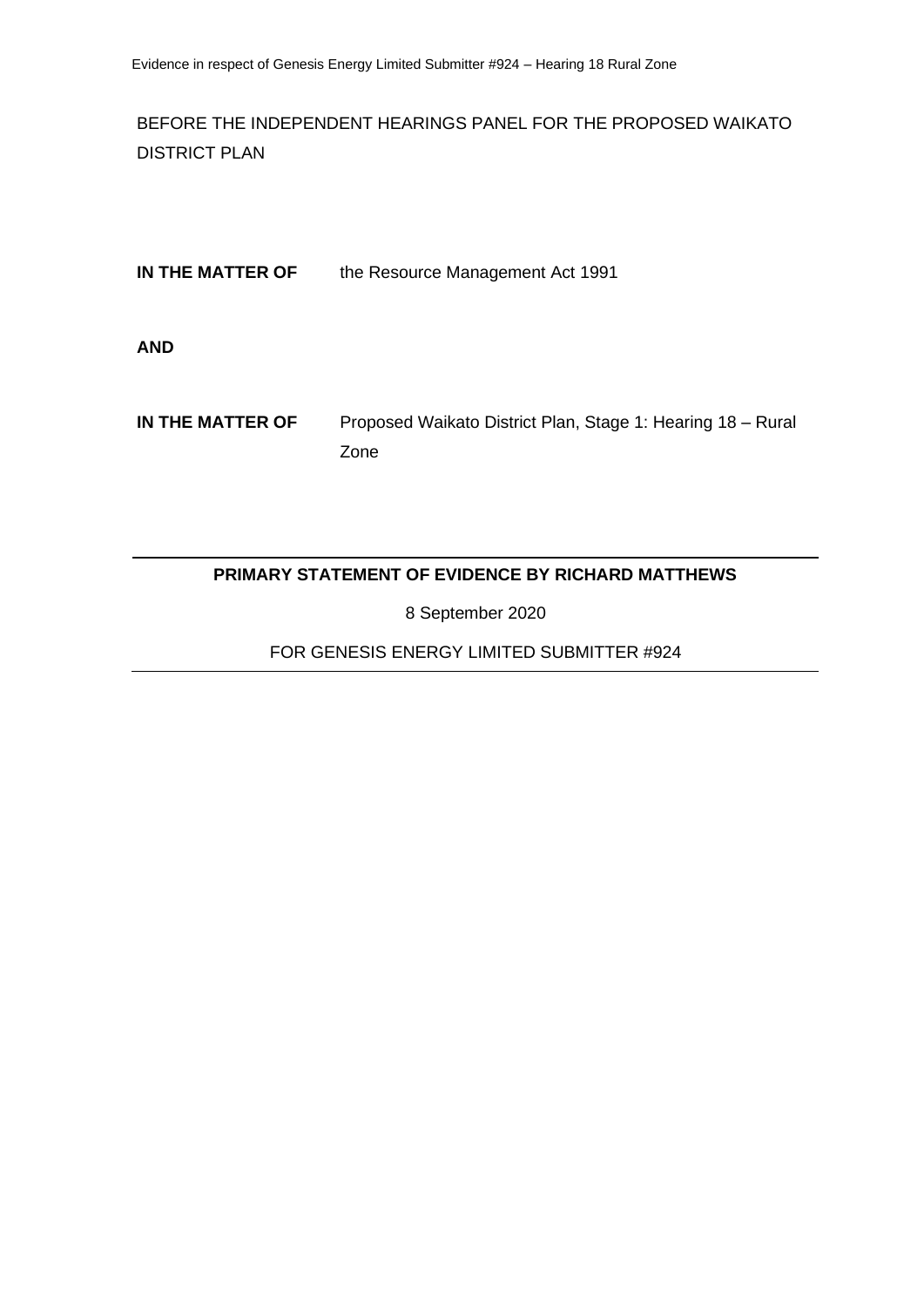BEFORE THE INDEPENDENT HEARINGS PANEL FOR THE PROPOSED WAIKATO DISTRICT PLAN

**IN THE MATTER OF** the Resource Management Act 1991

**AND**

**IN THE MATTER OF** Proposed Waikato District Plan, Stage 1: Hearing 18 – Rural Zone

---

**PRIMARY STATEMENT OF EVIDENCE BY RICHARD MATTHEWS**

8 September 2020

FOR GENESIS ENERGY LIMITED SUBMITTER #924

---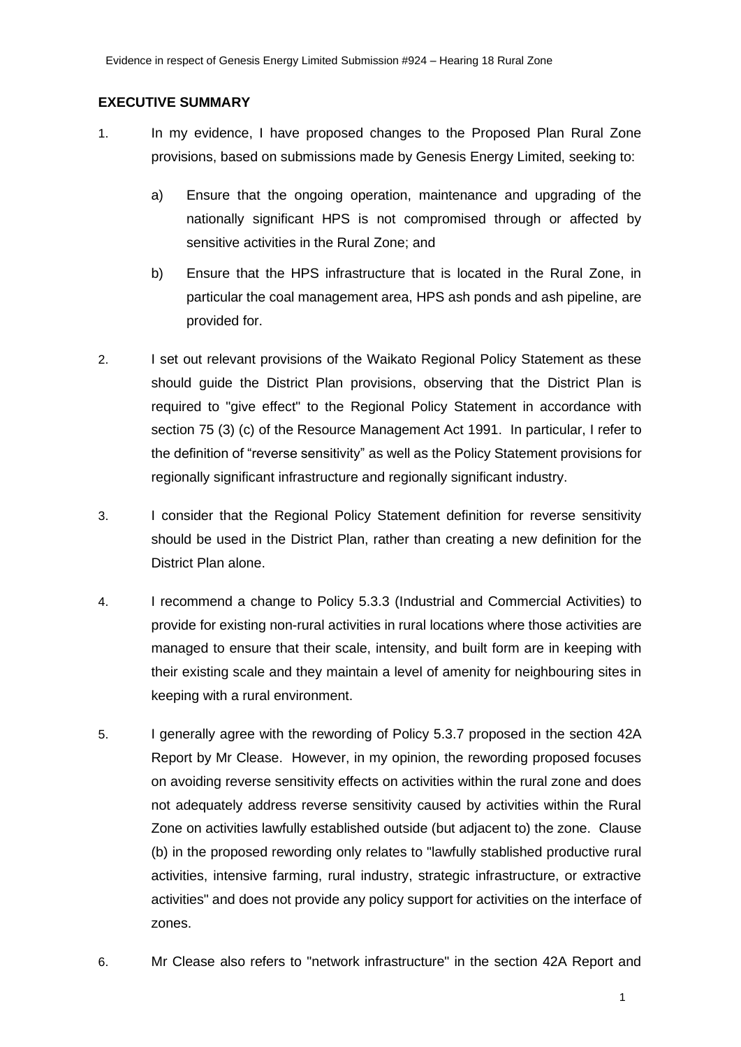## EXECUTIVE SUMMARY

1. In my evidence, I have proposed changes to the Proposed Plan Rural Zone provisions, based on submissions made by Genesis Energy Limited, seeking to:

   a) Ensure that the ongoing operation, maintenance and upgrading of the nationally significant HPS is not compromised through or affected by sensitive activities in the Rural Zone; and

   b) Ensure that the HPS infrastructure that is located in the Rural Zone, in particular the coal management area, HPS ash ponds and ash pipeline, are provided for.

2. I set out relevant provisions of the Waikato Regional Policy Statement as these should guide the District Plan provisions, observing that the District Plan is required to "give effect" to the Regional Policy Statement in accordance with section 75 (3) (c) of the Resource Management Act 1991. In particular, I refer to the definition of "reverse sensitivity" as well as the Policy Statement provisions for regionally significant infrastructure and regionally significant industry.

3. I consider that the Regional Policy Statement definition for reverse sensitivity should be used in the District Plan, rather than creating a new definition for the District Plan alone.

4. I recommend a change to Policy 5.3.3 (Industrial and Commercial Activities) to provide for existing non-rural activities in rural locations where those activities are managed to ensure that their scale, intensity, and built form are in keeping with their existing scale and they maintain a level of amenity for neighbouring sites in keeping with a rural environment.

5. I generally agree with the rewording of Policy 5.3.7 proposed in the section 42A Report by Mr Clease. However, in my opinion, the rewording proposed focuses on avoiding reverse sensitivity effects on activities within the rural zone and does not adequately address reverse sensitivity caused by activities within the Rural Zone on activities lawfully established outside (but adjacent to) the zone. Clause (b) in the proposed rewording only relates to "lawfully stablished productive rural activities, intensive farming, rural industry, strategic infrastructure, or extractive activities" and does not provide any policy support for activities on the interface of zones.

6. Mr Clease also refers to "network infrastructure" in the section 42A Report and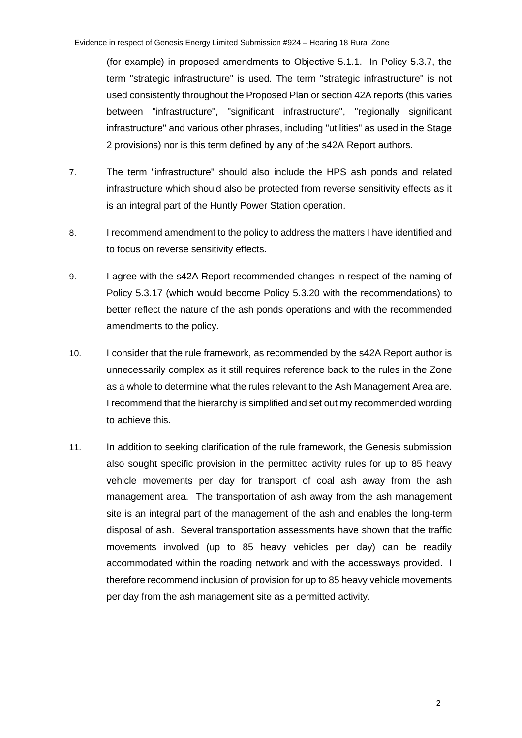(for example) in proposed amendments to Objective 5.1.1. In Policy 5.3.7, the term "strategic infrastructure" is used. The term "strategic infrastructure" is not used consistently throughout the Proposed Plan or section 42A reports (this varies between "infrastructure", "significant infrastructure", "regionally significant infrastructure" and various other phrases, including "utilities" as used in the Stage 2 provisions) nor is this term defined by any of the s42A Report authors.

7. The term "infrastructure" should also include the HPS ash ponds and related infrastructure which should also be protected from reverse sensitivity effects as it is an integral part of the Huntly Power Station operation.

8. I recommend amendment to the policy to address the matters I have identified and to focus on reverse sensitivity effects.

9. I agree with the s42A Report recommended changes in respect of the naming of Policy 5.3.17 (which would become Policy 5.3.20 with the recommendations) to better reflect the nature of the ash ponds operations and with the recommended amendments to the policy.

10. I consider that the rule framework, as recommended by the s42A Report author is unnecessarily complex as it still requires reference back to the rules in the Zone as a whole to determine what the rules relevant to the Ash Management Area are. I recommend that the hierarchy is simplified and set out my recommended wording to achieve this.

11. In addition to seeking clarification of the rule framework, the Genesis submission also sought specific provision in the permitted activity rules for up to 85 heavy vehicle movements per day for transport of coal ash away from the ash management area. The transportation of ash away from the ash management site is an integral part of the management of the ash and enables the long-term disposal of ash. Several transportation assessments have shown that the traffic movements involved (up to 85 heavy vehicles per day) can be readily accommodated within the roading network and with the accessways provided. I therefore recommend inclusion of provision for up to 85 heavy vehicle movements per day from the ash management site as a permitted activity.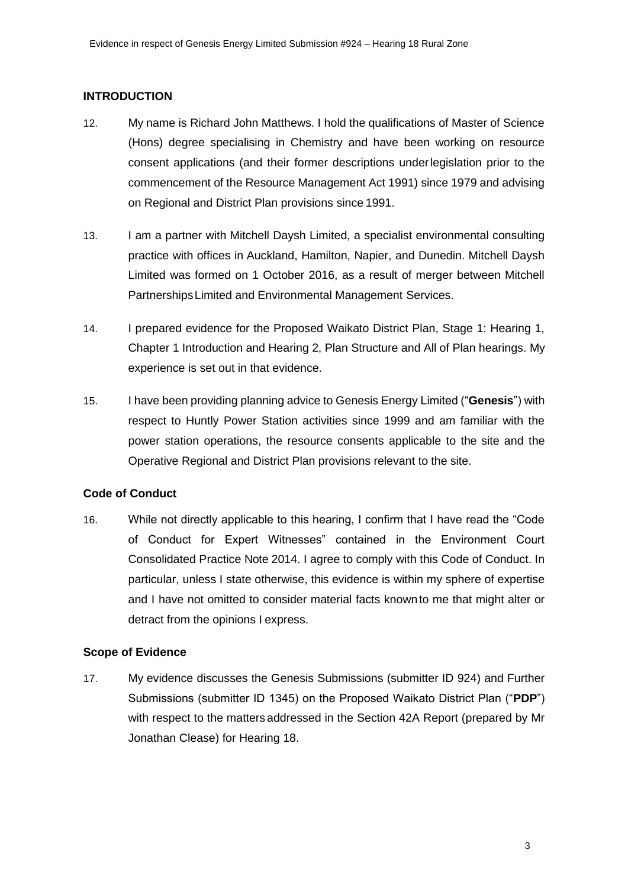## INTRODUCTION

12. My name is Richard John Matthews. I hold the qualifications of Master of Science (Hons) degree specialising in Chemistry and have been working on resource consent applications (and their former descriptions under legislation prior to the commencement of the Resource Management Act 1991) since 1979 and advising on Regional and District Plan provisions since 1991.

13. I am a partner with Mitchell Daysh Limited, a specialist environmental consulting practice with offices in Auckland, Hamilton, Napier, and Dunedin. Mitchell Daysh Limited was formed on 1 October 2016, as a result of merger between Mitchell Partnerships Limited and Environmental Management Services.

14. I prepared evidence for the Proposed Waikato District Plan, Stage 1: Hearing 1, Chapter 1 Introduction and Hearing 2, Plan Structure and All of Plan hearings. My experience is set out in that evidence.

15. I have been providing planning advice to Genesis Energy Limited ("**Genesis**") with respect to Huntly Power Station activities since 1999 and am familiar with the power station operations, the resource consents applicable to the site and the Operative Regional and District Plan provisions relevant to the site.

### Code of Conduct

16. While not directly applicable to this hearing, I confirm that I have read the "Code of Conduct for Expert Witnesses" contained in the Environment Court Consolidated Practice Note 2014. I agree to comply with this Code of Conduct. In particular, unless I state otherwise, this evidence is within my sphere of expertise and I have not omitted to consider material facts known to me that might alter or detract from the opinions I express.

### Scope of Evidence

17. My evidence discusses the Genesis Submissions (submitter ID 924) and Further Submissions (submitter ID 1345) on the Proposed Waikato District Plan ("**PDP**") with respect to the matters addressed in the Section 42A Report (prepared by Mr Jonathan Clease) for Hearing 18.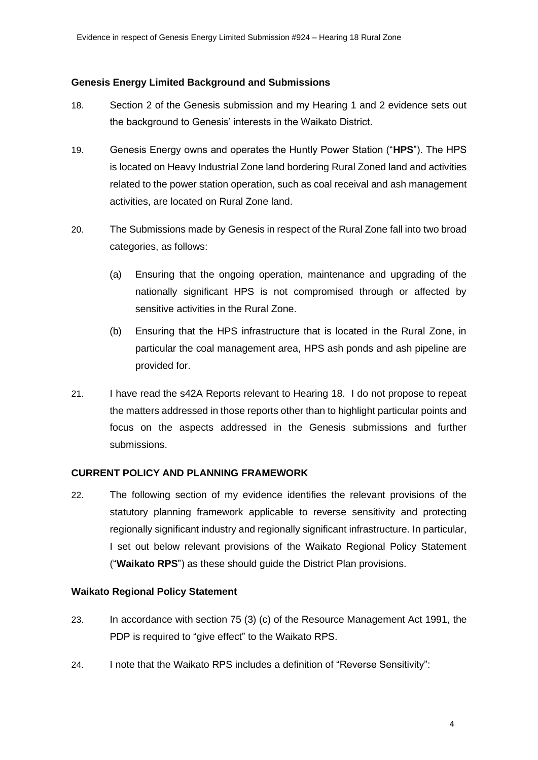### Genesis Energy Limited Background and Submissions

18. Section 2 of the Genesis submission and my Hearing 1 and 2 evidence sets out the background to Genesis' interests in the Waikato District.

19. Genesis Energy owns and operates the Huntly Power Station ("**HPS**"). The HPS is located on Heavy Industrial Zone land bordering Rural Zoned land and activities related to the power station operation, such as coal receival and ash management activities, are located on Rural Zone land.

20. The Submissions made by Genesis in respect of the Rural Zone fall into two broad categories, as follows:

    (a) Ensuring that the ongoing operation, maintenance and upgrading of the nationally significant HPS is not compromised through or affected by sensitive activities in the Rural Zone.

    (b) Ensuring that the HPS infrastructure that is located in the Rural Zone, in particular the coal management area, HPS ash ponds and ash pipeline are provided for.

21. I have read the s42A Reports relevant to Hearing 18. I do not propose to repeat the matters addressed in those reports other than to highlight particular points and focus on the aspects addressed in the Genesis submissions and further submissions.

## CURRENT POLICY AND PLANNING FRAMEWORK

22. The following section of my evidence identifies the relevant provisions of the statutory planning framework applicable to reverse sensitivity and protecting regionally significant industry and regionally significant infrastructure. In particular, I set out below relevant provisions of the Waikato Regional Policy Statement ("**Waikato RPS**") as these should guide the District Plan provisions.

### Waikato Regional Policy Statement

23. In accordance with section 75 (3) (c) of the Resource Management Act 1991, the PDP is required to "give effect" to the Waikato RPS.

24. I note that the Waikato RPS includes a definition of "Reverse Sensitivity":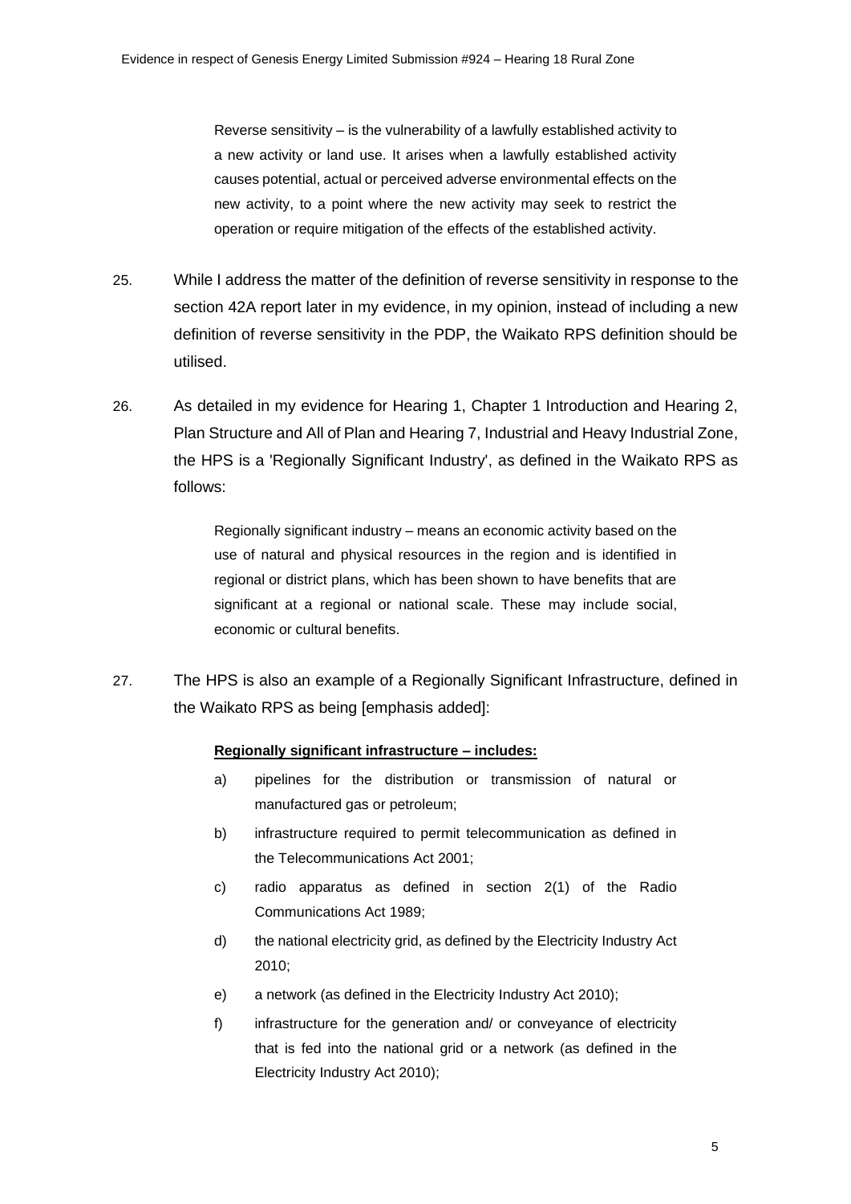> Reverse sensitivity – is the vulnerability of a lawfully established activity to a new activity or land use. It arises when a lawfully established activity causes potential, actual or perceived adverse environmental effects on the new activity, to a point where the new activity may seek to restrict the operation or require mitigation of the effects of the established activity.

25. While I address the matter of the definition of reverse sensitivity in response to the section 42A report later in my evidence, in my opinion, instead of including a new definition of reverse sensitivity in the PDP, the Waikato RPS definition should be utilised.

26. As detailed in my evidence for Hearing 1, Chapter 1 Introduction and Hearing 2, Plan Structure and All of Plan and Hearing 7, Industrial and Heavy Industrial Zone, the HPS is a 'Regionally Significant Industry', as defined in the Waikato RPS as follows:

> Regionally significant industry – means an economic activity based on the use of natural and physical resources in the region and is identified in regional or district plans, which has been shown to have benefits that are significant at a regional or national scale. These may include social, economic or cultural benefits.

27. The HPS is also an example of a Regionally Significant Infrastructure, defined in the Waikato RPS as being [emphasis added]:

> **Regionally significant infrastructure – includes:**
>
> a) pipelines for the distribution or transmission of natural or manufactured gas or petroleum;
>
> b) infrastructure required to permit telecommunication as defined in the Telecommunications Act 2001;
>
> c) radio apparatus as defined in section 2(1) of the Radio Communications Act 1989;
>
> d) the national electricity grid, as defined by the Electricity Industry Act 2010;
>
> e) a network (as defined in the Electricity Industry Act 2010);
>
> f) infrastructure for the generation and/ or conveyance of electricity that is fed into the national grid or a network (as defined in the Electricity Industry Act 2010);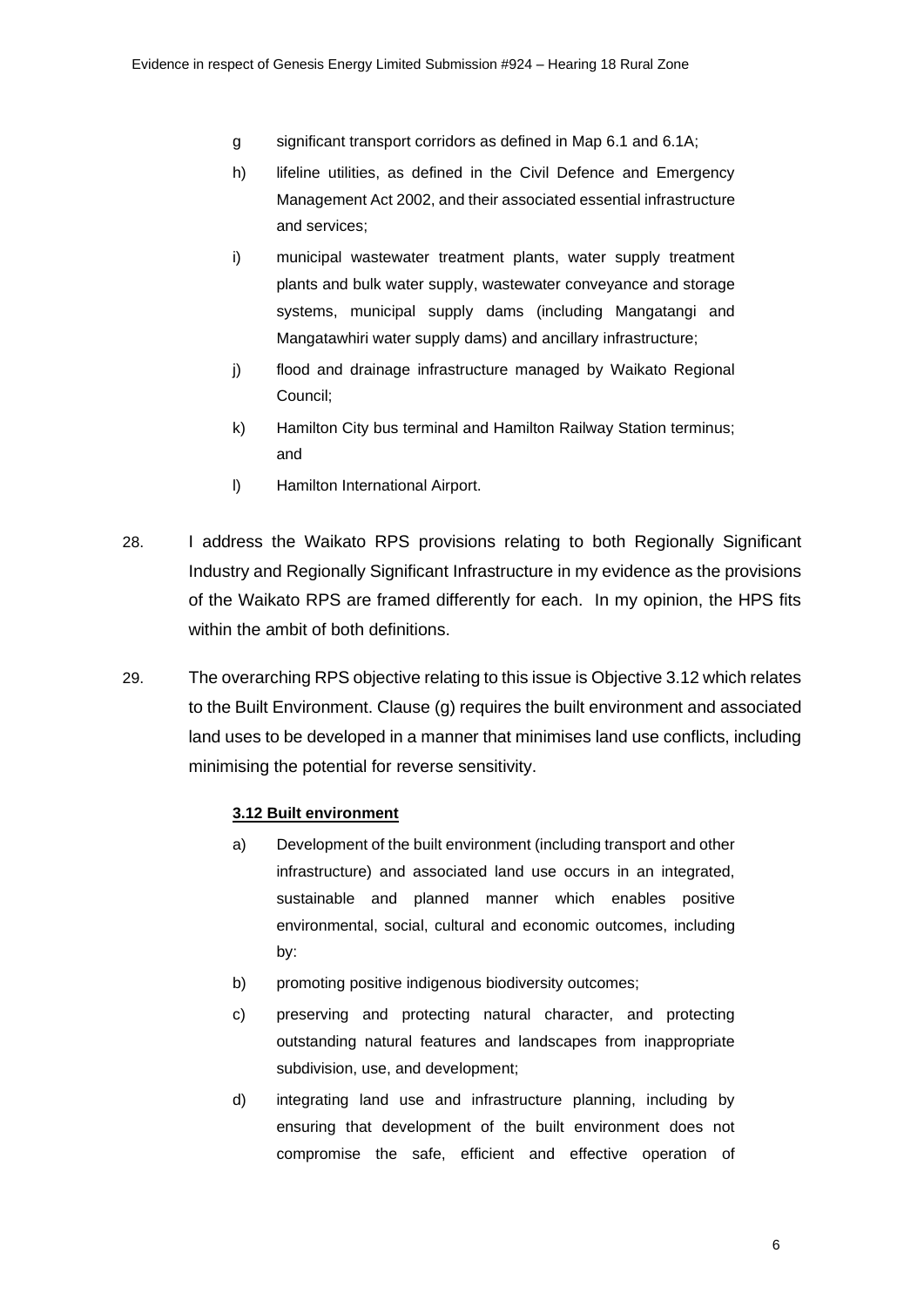g significant transport corridors as defined in Map 6.1 and 6.1A;

h) lifeline utilities, as defined in the Civil Defence and Emergency Management Act 2002, and their associated essential infrastructure and services;

i) municipal wastewater treatment plants, water supply treatment plants and bulk water supply, wastewater conveyance and storage systems, municipal supply dams (including Mangatangi and Mangatawhiri water supply dams) and ancillary infrastructure;

j) flood and drainage infrastructure managed by Waikato Regional Council;

k) Hamilton City bus terminal and Hamilton Railway Station terminus; and

l) Hamilton International Airport.

28. I address the Waikato RPS provisions relating to both Regionally Significant Industry and Regionally Significant Infrastructure in my evidence as the provisions of the Waikato RPS are framed differently for each. In my opinion, the HPS fits within the ambit of both definitions.

29. The overarching RPS objective relating to this issue is Objective 3.12 which relates to the Built Environment. Clause (g) requires the built environment and associated land uses to be developed in a manner that minimises land use conflicts, including minimising the potential for reverse sensitivity.

**3.12 Built environment**

a) Development of the built environment (including transport and other infrastructure) and associated land use occurs in an integrated, sustainable and planned manner which enables positive environmental, social, cultural and economic outcomes, including by:

b) promoting positive indigenous biodiversity outcomes;

c) preserving and protecting natural character, and protecting outstanding natural features and landscapes from inappropriate subdivision, use, and development;

d) integrating land use and infrastructure planning, including by ensuring that development of the built environment does not compromise the safe, efficient and effective operation of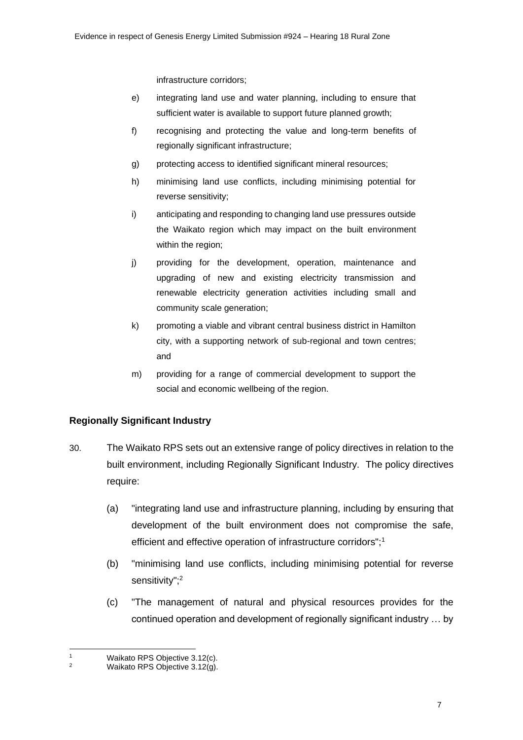infrastructure corridors;

e) integrating land use and water planning, including to ensure that sufficient water is available to support future planned growth;

f) recognising and protecting the value and long-term benefits of regionally significant infrastructure;

g) protecting access to identified significant mineral resources;

h) minimising land use conflicts, including minimising potential for reverse sensitivity;

i) anticipating and responding to changing land use pressures outside the Waikato region which may impact on the built environment within the region;

j) providing for the development, operation, maintenance and upgrading of new and existing electricity transmission and renewable electricity generation activities including small and community scale generation;

k) promoting a viable and vibrant central business district in Hamilton city, with a supporting network of sub-regional and town centres; and

m) providing for a range of commercial development to support the social and economic wellbeing of the region.

**Regionally Significant Industry**

30. The Waikato RPS sets out an extensive range of policy directives in relation to the built environment, including Regionally Significant Industry. The policy directives require:

    (a) "integrating land use and infrastructure planning, including by ensuring that development of the built environment does not compromise the safe, efficient and effective operation of infrastructure corridors";[1]

    (b) "minimising land use conflicts, including minimising potential for reverse sensitivity";[2]

    (c) "The management of natural and physical resources provides for the continued operation and development of regionally significant industry … by

---

[1] Waikato RPS Objective 3.12(c).

[2] Waikato RPS Objective 3.12(g).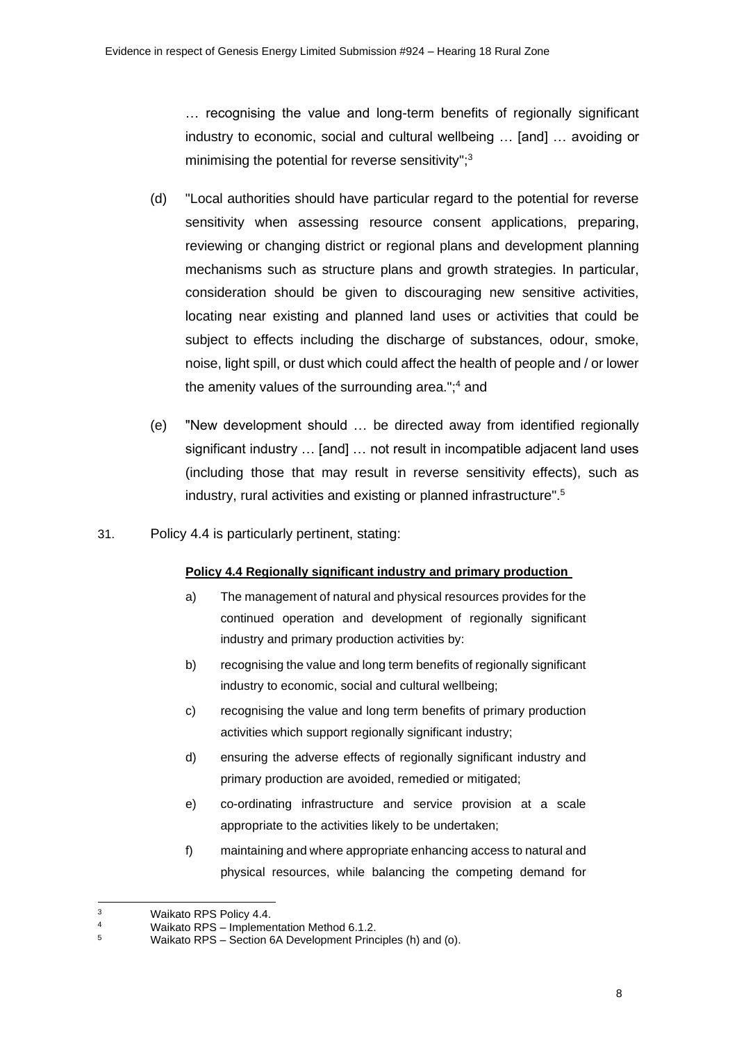… recognising the value and long-term benefits of regionally significant industry to economic, social and cultural wellbeing … [and] … avoiding or minimising the potential for reverse sensitivity";[3]

(d) "Local authorities should have particular regard to the potential for reverse sensitivity when assessing resource consent applications, preparing, reviewing or changing district or regional plans and development planning mechanisms such as structure plans and growth strategies. In particular, consideration should be given to discouraging new sensitive activities, locating near existing and planned land uses or activities that could be subject to effects including the discharge of substances, odour, smoke, noise, light spill, or dust which could affect the health of people and / or lower the amenity values of the surrounding area.";[4] and

(e) "New development should … be directed away from identified regionally significant industry … [and] … not result in incompatible adjacent land uses (including those that may result in reverse sensitivity effects), such as industry, rural activities and existing or planned infrastructure".[5]

31. Policy 4.4 is particularly pertinent, stating:

**Policy 4.4 Regionally significant industry and primary production**

a) The management of natural and physical resources provides for the continued operation and development of regionally significant industry and primary production activities by:

b) recognising the value and long term benefits of regionally significant industry to economic, social and cultural wellbeing;

c) recognising the value and long term benefits of primary production activities which support regionally significant industry;

d) ensuring the adverse effects of regionally significant industry and primary production are avoided, remedied or mitigated;

e) co-ordinating infrastructure and service provision at a scale appropriate to the activities likely to be undertaken;

f) maintaining and where appropriate enhancing access to natural and physical resources, while balancing the competing demand for

---

[3] Waikato RPS Policy 4.4.

[4] Waikato RPS – Implementation Method 6.1.2.

[5] Waikato RPS – Section 6A Development Principles (h) and (o).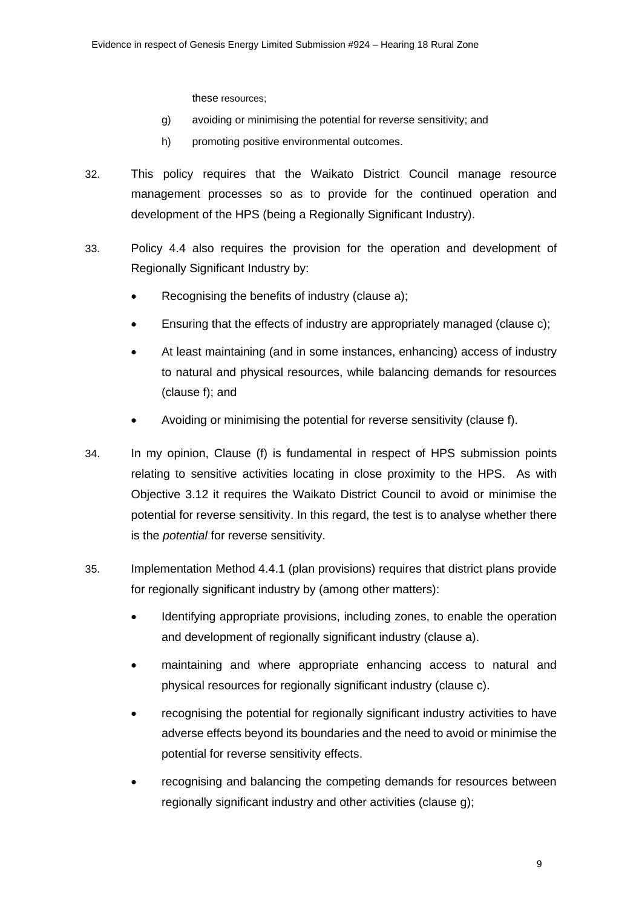these resources;

g) avoiding or minimising the potential for reverse sensitivity; and

h) promoting positive environmental outcomes.

32. This policy requires that the Waikato District Council manage resource management processes so as to provide for the continued operation and development of the HPS (being a Regionally Significant Industry).

33. Policy 4.4 also requires the provision for the operation and development of Regionally Significant Industry by:

- Recognising the benefits of industry (clause a);
- Ensuring that the effects of industry are appropriately managed (clause c);
- At least maintaining (and in some instances, enhancing) access of industry to natural and physical resources, while balancing demands for resources (clause f); and
- Avoiding or minimising the potential for reverse sensitivity (clause f).

34. In my opinion, Clause (f) is fundamental in respect of HPS submission points relating to sensitive activities locating in close proximity to the HPS. As with Objective 3.12 it requires the Waikato District Council to avoid or minimise the potential for reverse sensitivity. In this regard, the test is to analyse whether there is the *potential* for reverse sensitivity.

35. Implementation Method 4.4.1 (plan provisions) requires that district plans provide for regionally significant industry by (among other matters):

- Identifying appropriate provisions, including zones, to enable the operation and development of regionally significant industry (clause a).
- maintaining and where appropriate enhancing access to natural and physical resources for regionally significant industry (clause c).
- recognising the potential for regionally significant industry activities to have adverse effects beyond its boundaries and the need to avoid or minimise the potential for reverse sensitivity effects.
- recognising and balancing the competing demands for resources between regionally significant industry and other activities (clause g);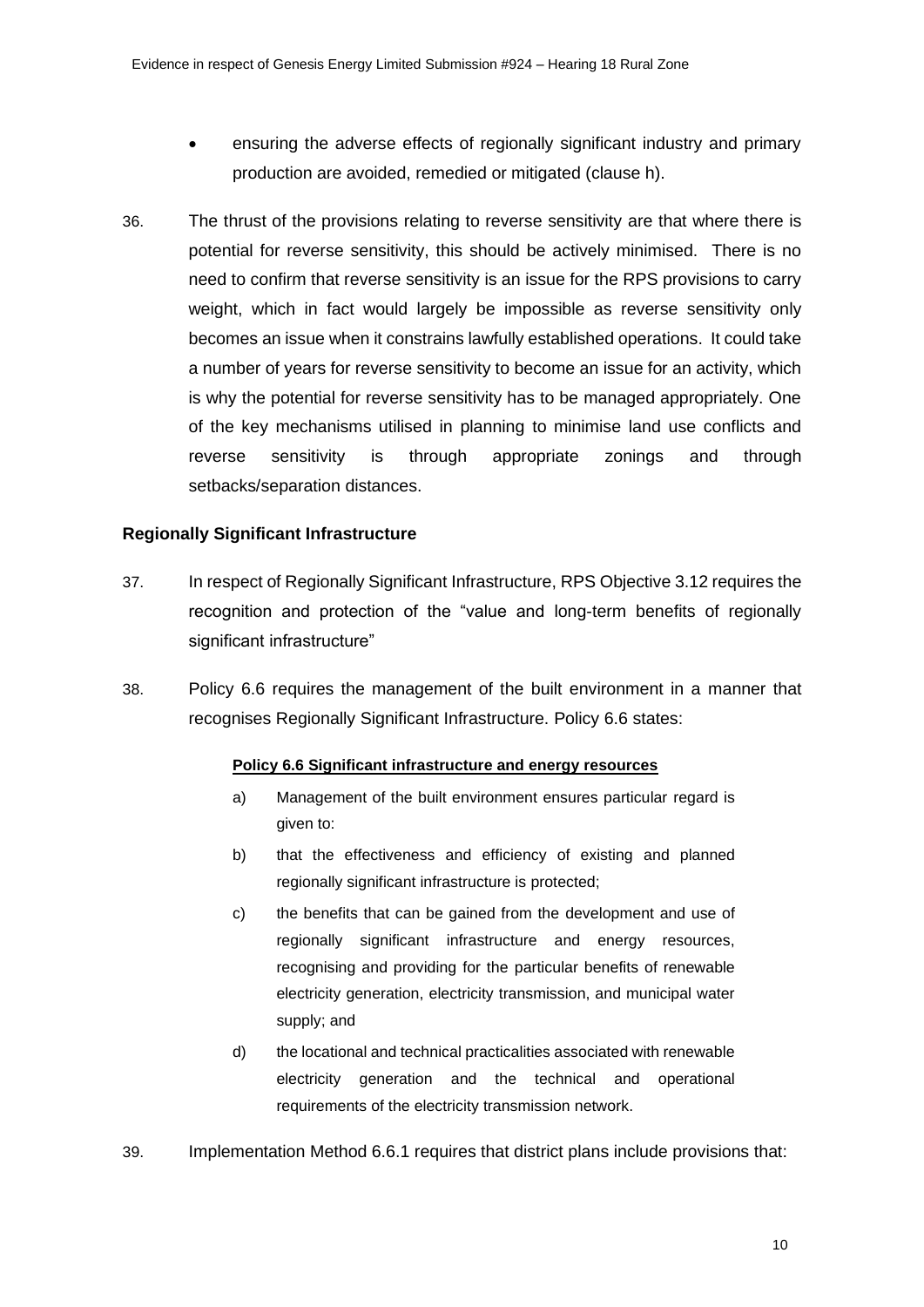- ensuring the adverse effects of regionally significant industry and primary production are avoided, remedied or mitigated (clause h).

36. The thrust of the provisions relating to reverse sensitivity are that where there is potential for reverse sensitivity, this should be actively minimised. There is no need to confirm that reverse sensitivity is an issue for the RPS provisions to carry weight, which in fact would largely be impossible as reverse sensitivity only becomes an issue when it constrains lawfully established operations. It could take a number of years for reverse sensitivity to become an issue for an activity, which is why the potential for reverse sensitivity has to be managed appropriately. One of the key mechanisms utilised in planning to minimise land use conflicts and reverse sensitivity is through appropriate zonings and through setbacks/separation distances.

**Regionally Significant Infrastructure**

37. In respect of Regionally Significant Infrastructure, RPS Objective 3.12 requires the recognition and protection of the "value and long-term benefits of regionally significant infrastructure"

38. Policy 6.6 requires the management of the built environment in a manner that recognises Regionally Significant Infrastructure. Policy 6.6 states:

> **Policy 6.6 Significant infrastructure and energy resources**
>
> a) Management of the built environment ensures particular regard is given to:
>
> b) that the effectiveness and efficiency of existing and planned regionally significant infrastructure is protected;
>
> c) the benefits that can be gained from the development and use of regionally significant infrastructure and energy resources, recognising and providing for the particular benefits of renewable electricity generation, electricity transmission, and municipal water supply; and
>
> d) the locational and technical practicalities associated with renewable electricity generation and the technical and operational requirements of the electricity transmission network.

39. Implementation Method 6.6.1 requires that district plans include provisions that: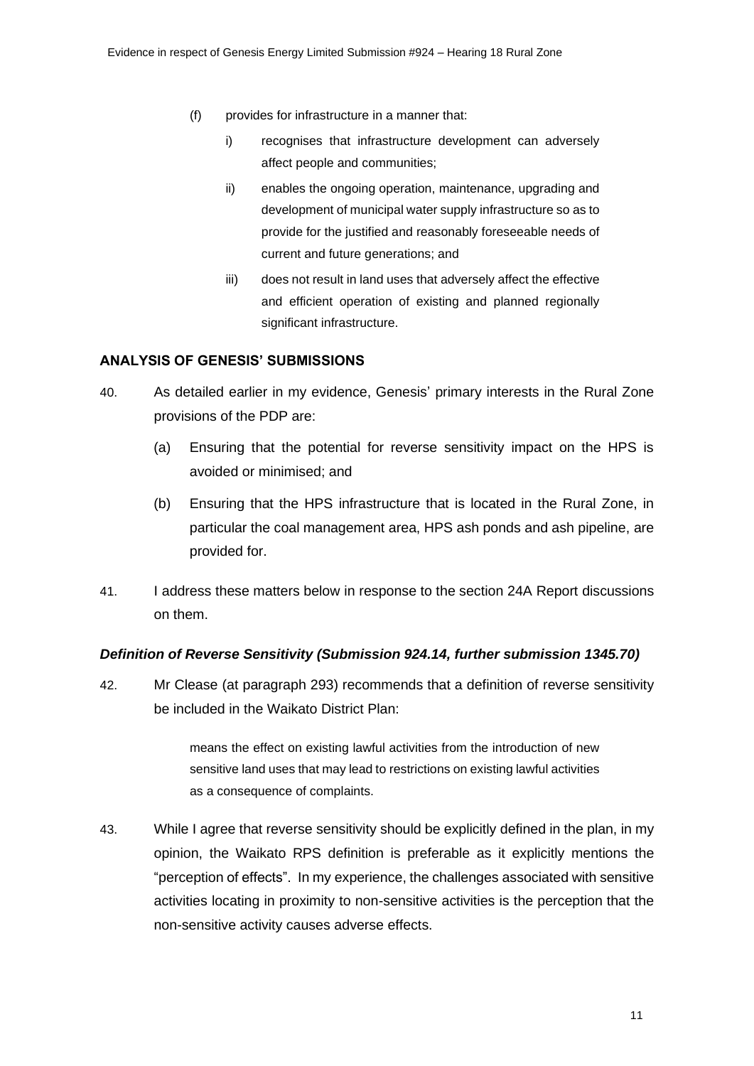(f) provides for infrastructure in a manner that:

   i) recognises that infrastructure development can adversely affect people and communities;

   ii) enables the ongoing operation, maintenance, upgrading and development of municipal water supply infrastructure so as to provide for the justified and reasonably foreseeable needs of current and future generations; and

   iii) does not result in land uses that adversely affect the effective and efficient operation of existing and planned regionally significant infrastructure.

## ANALYSIS OF GENESIS' SUBMISSIONS

40. As detailed earlier in my evidence, Genesis' primary interests in the Rural Zone provisions of the PDP are:

   (a) Ensuring that the potential for reverse sensitivity impact on the HPS is avoided or minimised; and

   (b) Ensuring that the HPS infrastructure that is located in the Rural Zone, in particular the coal management area, HPS ash ponds and ash pipeline, are provided for.

41. I address these matters below in response to the section 24A Report discussions on them.

### *Definition of Reverse Sensitivity (Submission 924.14, further submission 1345.70)*

42. Mr Clease (at paragraph 293) recommends that a definition of reverse sensitivity be included in the Waikato District Plan:

> means the effect on existing lawful activities from the introduction of new sensitive land uses that may lead to restrictions on existing lawful activities as a consequence of complaints.

43. While I agree that reverse sensitivity should be explicitly defined in the plan, in my opinion, the Waikato RPS definition is preferable as it explicitly mentions the "perception of effects". In my experience, the challenges associated with sensitive activities locating in proximity to non-sensitive activities is the perception that the non-sensitive activity causes adverse effects.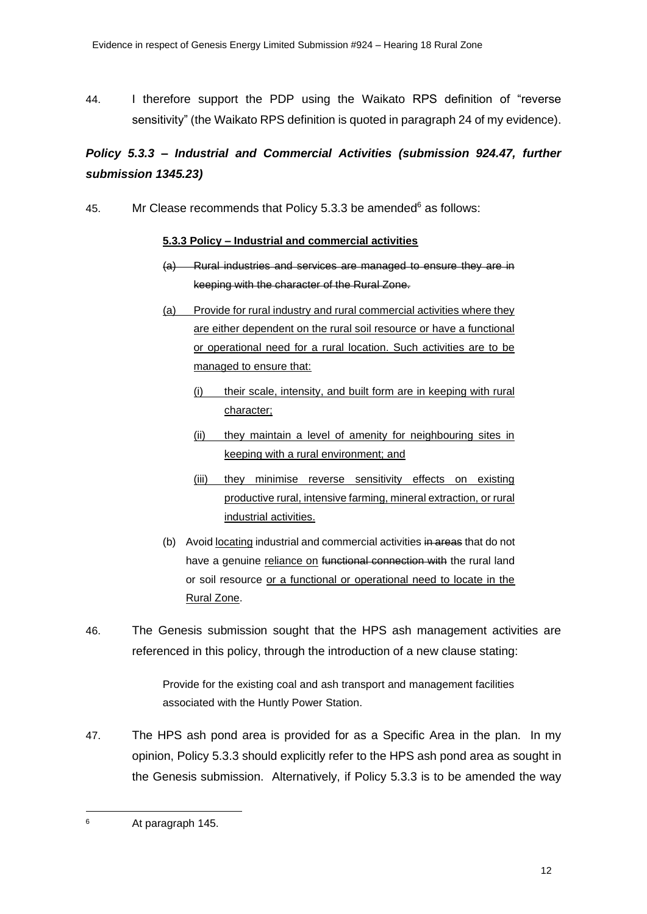44. I therefore support the PDP using the Waikato RPS definition of "reverse sensitivity" (the Waikato RPS definition is quoted in paragraph 24 of my evidence).

***Policy 5.3.3 – Industrial and Commercial Activities (submission 924.47, further submission 1345.23)***

45. Mr Clease recommends that Policy 5.3.3 be amended[6] as follows:

> **5.3.3 Policy – Industrial and commercial activities**
>
> ~~(a) Rural industries and services are managed to ensure they are in keeping with the character of the Rural Zone.~~
>
> <u>(a) Provide for rural industry and rural commercial activities where they are either dependent on the rural soil resource or have a functional or operational need for a rural location. Such activities are to be managed to ensure that:</u>
>
> <u>(i) their scale, intensity, and built form are in keeping with rural character;</u>
>
> <u>(ii) they maintain a level of amenity for neighbouring sites in keeping with a rural environment; and</u>
>
> <u>(iii) they minimise reverse sensitivity effects on existing productive rural, intensive farming, mineral extraction, or rural industrial activities.</u>
>
> (b) Avoid <u>locating</u> industrial and commercial activities ~~in areas~~ that do not have a genuine <u>reliance on</u> ~~functional connection with~~ the rural land or soil resource <u>or a functional or operational need to locate in the Rural Zone</u>.

46. The Genesis submission sought that the HPS ash management activities are referenced in this policy, through the introduction of a new clause stating:

> Provide for the existing coal and ash transport and management facilities associated with the Huntly Power Station.

47. The HPS ash pond area is provided for as a Specific Area in the plan. In my opinion, Policy 5.3.3 should explicitly refer to the HPS ash pond area as sought in the Genesis submission. Alternatively, if Policy 5.3.3 is to be amended the way

---

[6] At paragraph 145.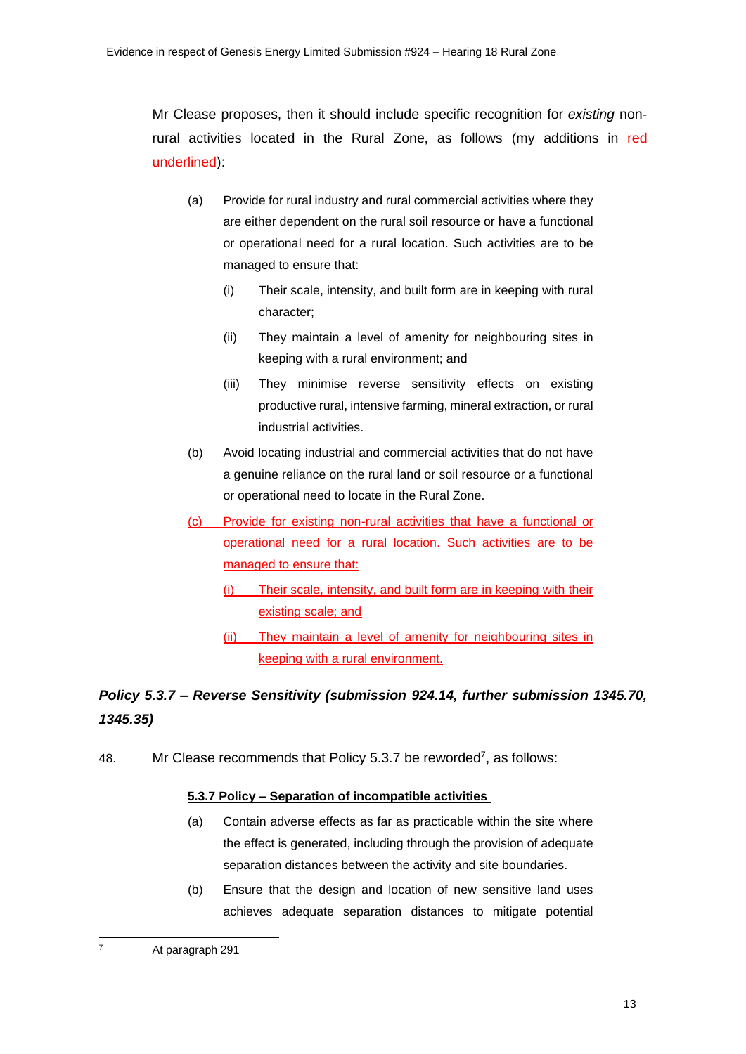Mr Clease proposes, then it should include specific recognition for *existing* non-rural activities located in the Rural Zone, as follows (my additions in red underlined):

(a) Provide for rural industry and rural commercial activities where they are either dependent on the rural soil resource or have a functional or operational need for a rural location. Such activities are to be managed to ensure that:

(i) Their scale, intensity, and built form are in keeping with rural character;

(ii) They maintain a level of amenity for neighbouring sites in keeping with a rural environment; and

(iii) They minimise reverse sensitivity effects on existing productive rural, intensive farming, mineral extraction, or rural industrial activities.

(b) Avoid locating industrial and commercial activities that do not have a genuine reliance on the rural land or soil resource or a functional or operational need to locate in the Rural Zone.

<u>(c) Provide for existing non-rural activities that have a functional or operational need for a rural location. Such activities are to be managed to ensure that:</u>

<u>(i) Their scale, intensity, and built form are in keeping with their existing scale; and</u>

<u>(ii) They maintain a level of amenity for neighbouring sites in keeping with a rural environment.</u>

### *Policy 5.3.7 – Reverse Sensitivity (submission 924.14, further submission 1345.70, 1345.35)*

48. Mr Clease recommends that Policy 5.3.7 be reworded[7], as follows:

**<u>5.3.7 Policy – Separation of incompatible activities</u>**

(a) Contain adverse effects as far as practicable within the site where the effect is generated, including through the provision of adequate separation distances between the activity and site boundaries.

(b) Ensure that the design and location of new sensitive land uses achieves adequate separation distances to mitigate potential

[7] At paragraph 291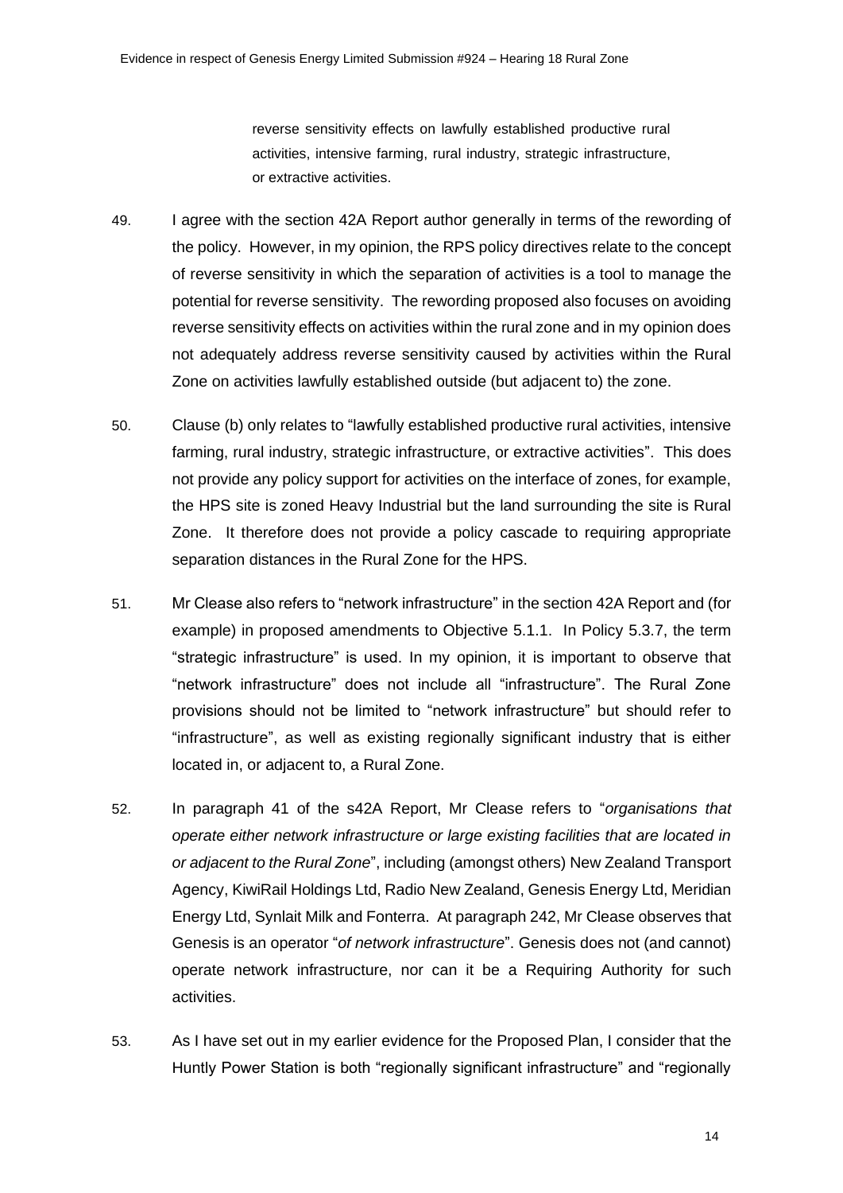> reverse sensitivity effects on lawfully established productive rural activities, intensive farming, rural industry, strategic infrastructure, or extractive activities.

49. I agree with the section 42A Report author generally in terms of the rewording of the policy. However, in my opinion, the RPS policy directives relate to the concept of reverse sensitivity in which the separation of activities is a tool to manage the potential for reverse sensitivity. The rewording proposed also focuses on avoiding reverse sensitivity effects on activities within the rural zone and in my opinion does not adequately address reverse sensitivity caused by activities within the Rural Zone on activities lawfully established outside (but adjacent to) the zone.

50. Clause (b) only relates to "lawfully established productive rural activities, intensive farming, rural industry, strategic infrastructure, or extractive activities". This does not provide any policy support for activities on the interface of zones, for example, the HPS site is zoned Heavy Industrial but the land surrounding the site is Rural Zone. It therefore does not provide a policy cascade to requiring appropriate separation distances in the Rural Zone for the HPS.

51. Mr Clease also refers to "network infrastructure" in the section 42A Report and (for example) in proposed amendments to Objective 5.1.1. In Policy 5.3.7, the term "strategic infrastructure" is used. In my opinion, it is important to observe that "network infrastructure" does not include all "infrastructure". The Rural Zone provisions should not be limited to "network infrastructure" but should refer to "infrastructure", as well as existing regionally significant industry that is either located in, or adjacent to, a Rural Zone.

52. In paragraph 41 of the s42A Report, Mr Clease refers to "*organisations that operate either network infrastructure or large existing facilities that are located in or adjacent to the Rural Zone*", including (amongst others) New Zealand Transport Agency, KiwiRail Holdings Ltd, Radio New Zealand, Genesis Energy Ltd, Meridian Energy Ltd, Synlait Milk and Fonterra. At paragraph 242, Mr Clease observes that Genesis is an operator "*of network infrastructure*". Genesis does not (and cannot) operate network infrastructure, nor can it be a Requiring Authority for such activities.

53. As I have set out in my earlier evidence for the Proposed Plan, I consider that the Huntly Power Station is both "regionally significant infrastructure" and "regionally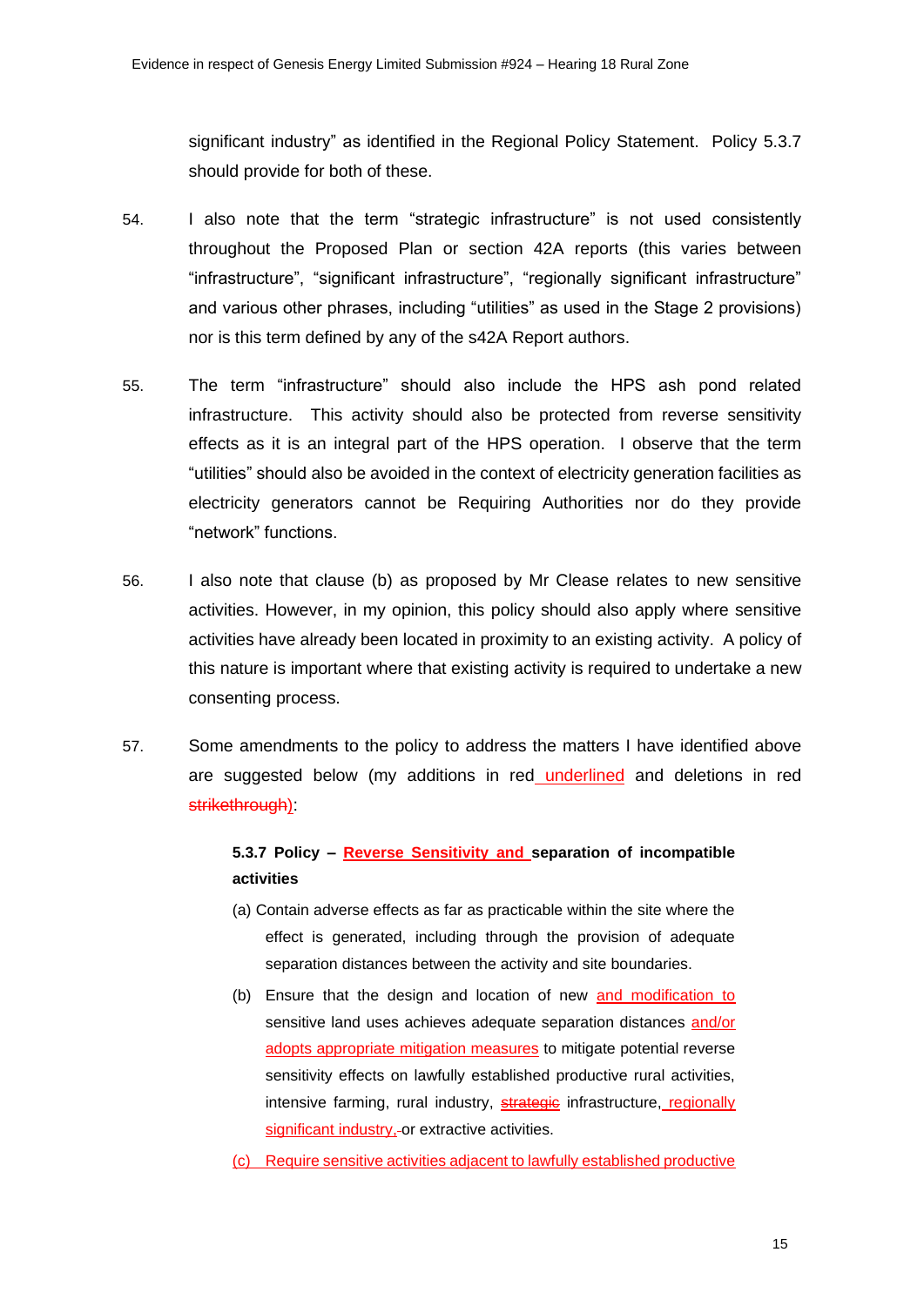significant industry" as identified in the Regional Policy Statement. Policy 5.3.7 should provide for both of these.

54. I also note that the term "strategic infrastructure" is not used consistently throughout the Proposed Plan or section 42A reports (this varies between "infrastructure", "significant infrastructure", "regionally significant infrastructure" and various other phrases, including "utilities" as used in the Stage 2 provisions) nor is this term defined by any of the s42A Report authors.

55. The term "infrastructure" should also include the HPS ash pond related infrastructure. This activity should also be protected from reverse sensitivity effects as it is an integral part of the HPS operation. I observe that the term "utilities" should also be avoided in the context of electricity generation facilities as electricity generators cannot be Requiring Authorities nor do they provide "network" functions.

56. I also note that clause (b) as proposed by Mr Clease relates to new sensitive activities. However, in my opinion, this policy should also apply where sensitive activities have already been located in proximity to an existing activity. A policy of this nature is important where that existing activity is required to undertake a new consenting process.

57. Some amendments to the policy to address the matters I have identified above are suggested below (my additions in red <u>underlined</u> and deletions in red ~~strikethrough~~):

> **5.3.7 Policy – <u>Reverse Sensitivity and</u> separation of incompatible activities**
>
> (a) Contain adverse effects as far as practicable within the site where the effect is generated, including through the provision of adequate separation distances between the activity and site boundaries.
>
> (b) Ensure that the design and location of new <u>and modification to</u> sensitive land uses achieves adequate separation distances <u>and/or adopts appropriate mitigation measures</u> to mitigate potential reverse sensitivity effects on lawfully established productive rural activities, intensive farming, rural industry, ~~strategic~~ infrastructure, <u>regionally significant industry,</u> ~~-~~or extractive activities.
>
> <u>(c) Require sensitive activities adjacent to lawfully established productive</u>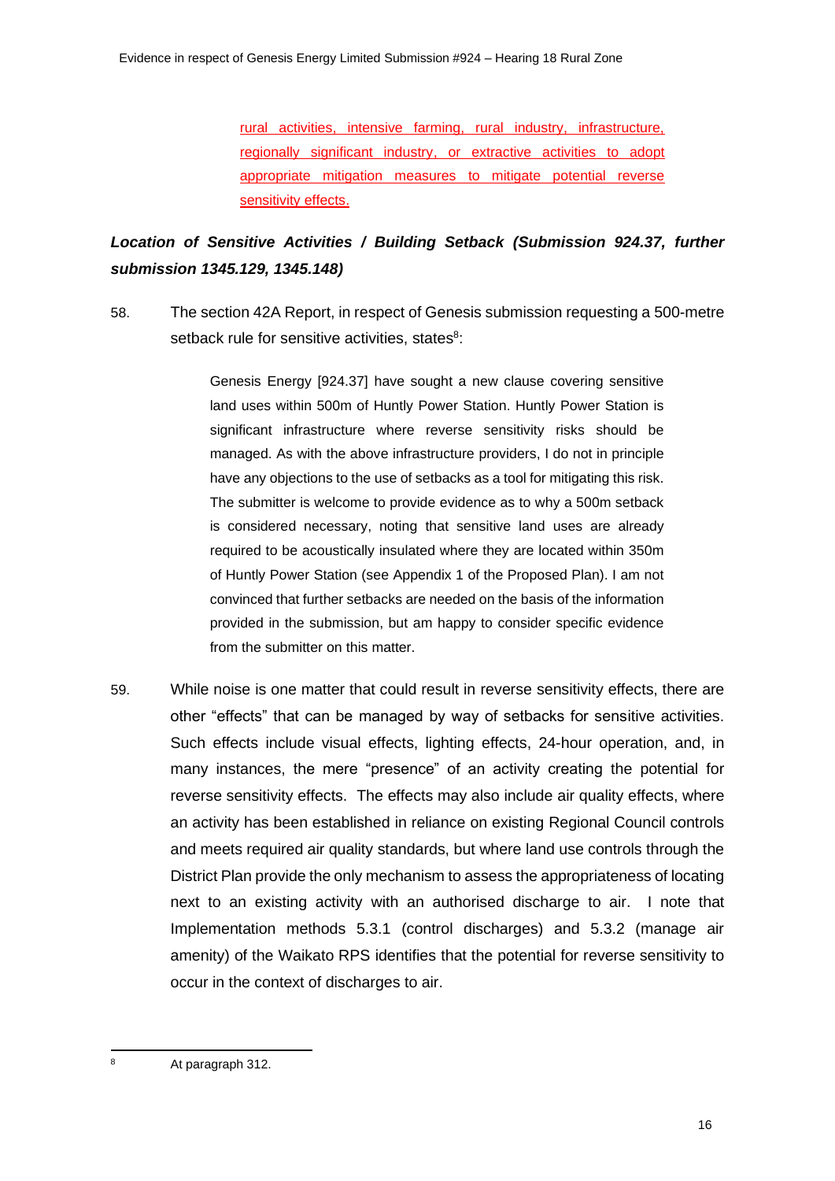rural activities, intensive farming, rural industry, infrastructure, regionally significant industry, or extractive activities to adopt appropriate mitigation measures to mitigate potential reverse sensitivity effects.

***Location of Sensitive Activities / Building Setback (Submission 924.37, further submission 1345.129, 1345.148)***

58. The section 42A Report, in respect of Genesis submission requesting a 500-metre setback rule for sensitive activities, states[8]:

> Genesis Energy [924.37] have sought a new clause covering sensitive land uses within 500m of Huntly Power Station. Huntly Power Station is significant infrastructure where reverse sensitivity risks should be managed. As with the above infrastructure providers, I do not in principle have any objections to the use of setbacks as a tool for mitigating this risk. The submitter is welcome to provide evidence as to why a 500m setback is considered necessary, noting that sensitive land uses are already required to be acoustically insulated where they are located within 350m of Huntly Power Station (see Appendix 1 of the Proposed Plan). I am not convinced that further setbacks are needed on the basis of the information provided in the submission, but am happy to consider specific evidence from the submitter on this matter.

59. While noise is one matter that could result in reverse sensitivity effects, there are other "effects" that can be managed by way of setbacks for sensitive activities. Such effects include visual effects, lighting effects, 24-hour operation, and, in many instances, the mere "presence" of an activity creating the potential for reverse sensitivity effects. The effects may also include air quality effects, where an activity has been established in reliance on existing Regional Council controls and meets required air quality standards, but where land use controls through the District Plan provide the only mechanism to assess the appropriateness of locating next to an existing activity with an authorised discharge to air. I note that Implementation methods 5.3.1 (control discharges) and 5.3.2 (manage air amenity) of the Waikato RPS identifies that the potential for reverse sensitivity to occur in the context of discharges to air.

---

[8] At paragraph 312.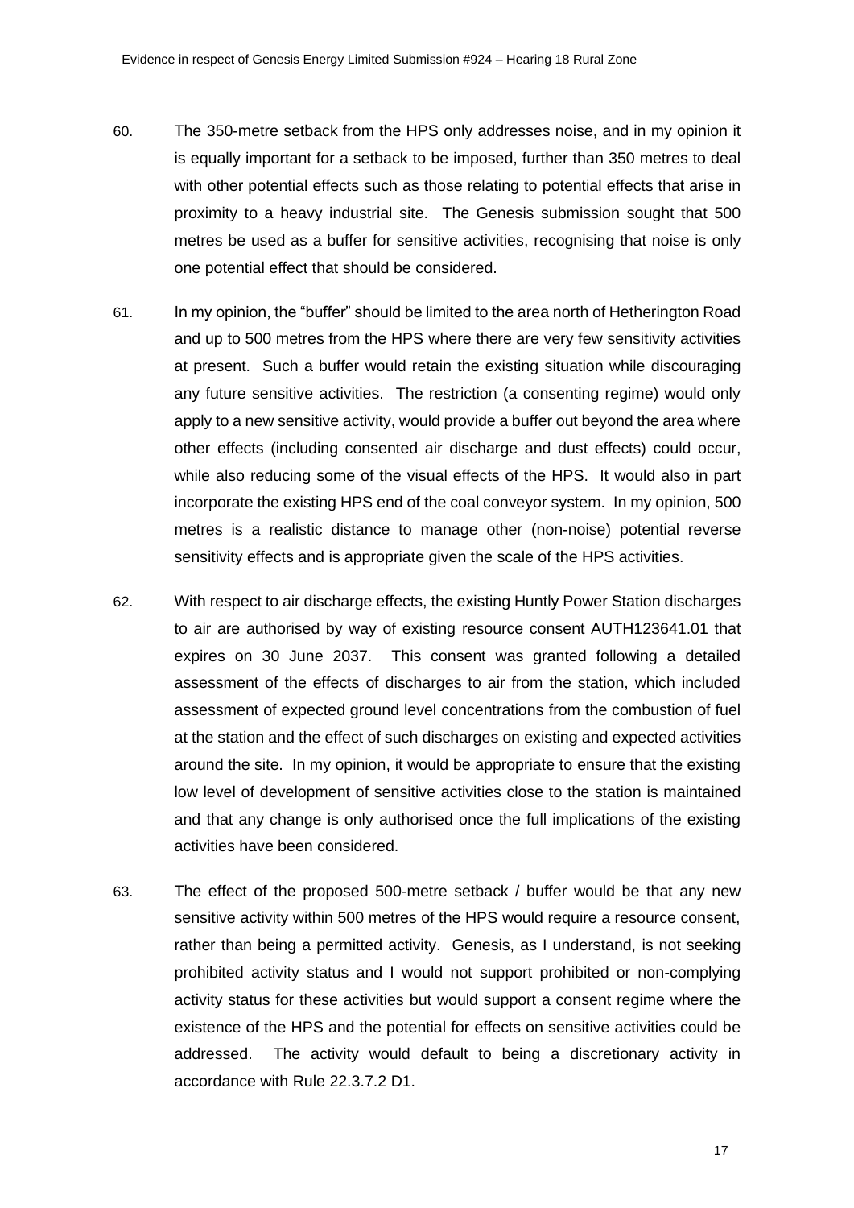60. The 350-metre setback from the HPS only addresses noise, and in my opinion it is equally important for a setback to be imposed, further than 350 metres to deal with other potential effects such as those relating to potential effects that arise in proximity to a heavy industrial site. The Genesis submission sought that 500 metres be used as a buffer for sensitive activities, recognising that noise is only one potential effect that should be considered.

61. In my opinion, the "buffer" should be limited to the area north of Hetherington Road and up to 500 metres from the HPS where there are very few sensitivity activities at present. Such a buffer would retain the existing situation while discouraging any future sensitive activities. The restriction (a consenting regime) would only apply to a new sensitive activity, would provide a buffer out beyond the area where other effects (including consented air discharge and dust effects) could occur, while also reducing some of the visual effects of the HPS. It would also in part incorporate the existing HPS end of the coal conveyor system. In my opinion, 500 metres is a realistic distance to manage other (non-noise) potential reverse sensitivity effects and is appropriate given the scale of the HPS activities.

62. With respect to air discharge effects, the existing Huntly Power Station discharges to air are authorised by way of existing resource consent AUTH123641.01 that expires on 30 June 2037. This consent was granted following a detailed assessment of the effects of discharges to air from the station, which included assessment of expected ground level concentrations from the combustion of fuel at the station and the effect of such discharges on existing and expected activities around the site. In my opinion, it would be appropriate to ensure that the existing low level of development of sensitive activities close to the station is maintained and that any change is only authorised once the full implications of the existing activities have been considered.

63. The effect of the proposed 500-metre setback / buffer would be that any new sensitive activity within 500 metres of the HPS would require a resource consent, rather than being a permitted activity. Genesis, as I understand, is not seeking prohibited activity status and I would not support prohibited or non-complying activity status for these activities but would support a consent regime where the existence of the HPS and the potential for effects on sensitive activities could be addressed. The activity would default to being a discretionary activity in accordance with Rule 22.3.7.2 D1.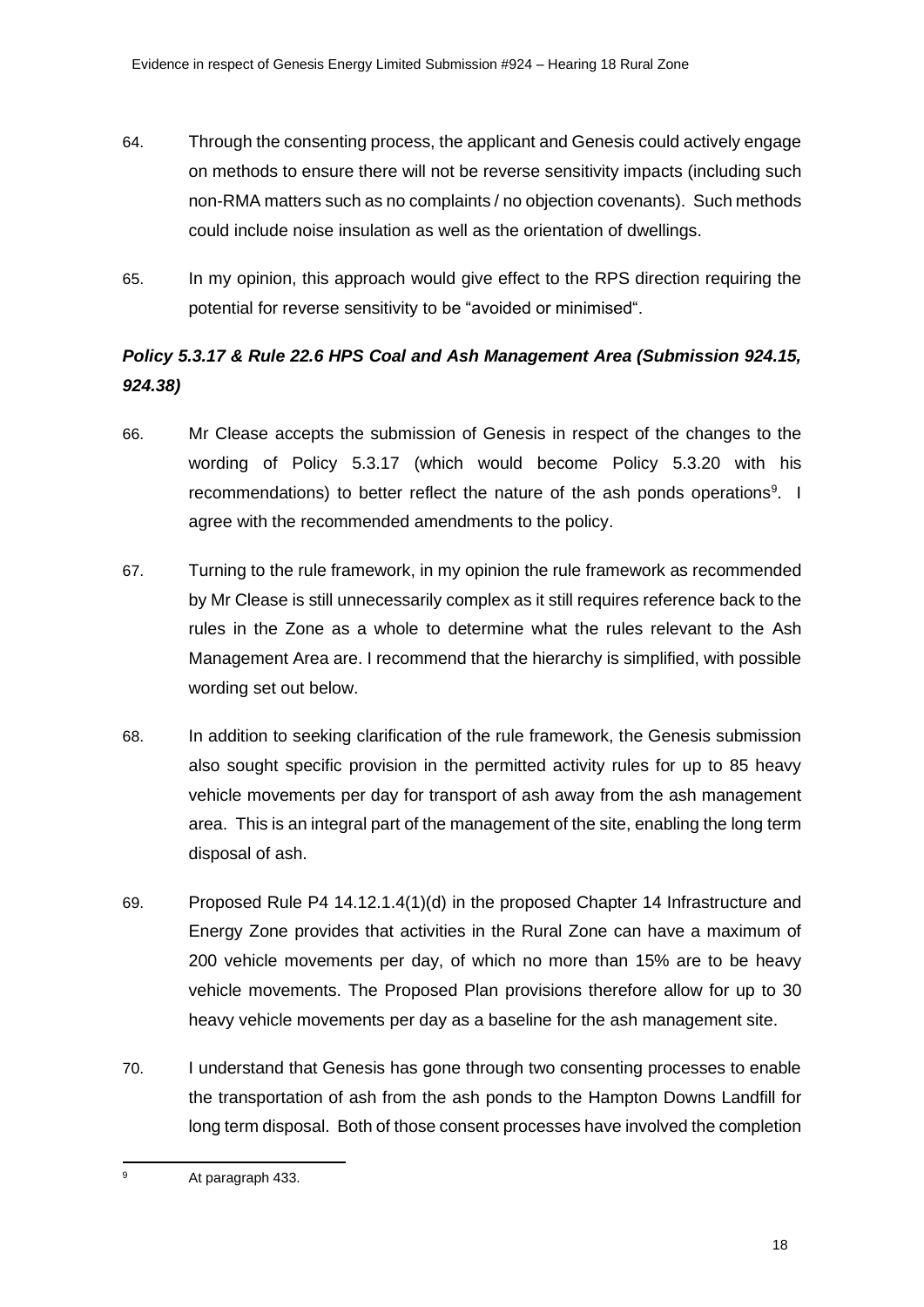64. Through the consenting process, the applicant and Genesis could actively engage on methods to ensure there will not be reverse sensitivity impacts (including such non-RMA matters such as no complaints / no objection covenants). Such methods could include noise insulation as well as the orientation of dwellings.

65. In my opinion, this approach would give effect to the RPS direction requiring the potential for reverse sensitivity to be "avoided or minimised".

### *Policy 5.3.17 & Rule 22.6 HPS Coal and Ash Management Area (Submission 924.15, 924.38)*

66. Mr Clease accepts the submission of Genesis in respect of the changes to the wording of Policy 5.3.17 (which would become Policy 5.3.20 with his recommendations) to better reflect the nature of the ash ponds operations[9]. I agree with the recommended amendments to the policy.

67. Turning to the rule framework, in my opinion the rule framework as recommended by Mr Clease is still unnecessarily complex as it still requires reference back to the rules in the Zone as a whole to determine what the rules relevant to the Ash Management Area are. I recommend that the hierarchy is simplified, with possible wording set out below.

68. In addition to seeking clarification of the rule framework, the Genesis submission also sought specific provision in the permitted activity rules for up to 85 heavy vehicle movements per day for transport of ash away from the ash management area. This is an integral part of the management of the site, enabling the long term disposal of ash.

69. Proposed Rule P4 14.12.1.4(1)(d) in the proposed Chapter 14 Infrastructure and Energy Zone provides that activities in the Rural Zone can have a maximum of 200 vehicle movements per day, of which no more than 15% are to be heavy vehicle movements. The Proposed Plan provisions therefore allow for up to 30 heavy vehicle movements per day as a baseline for the ash management site.

70. I understand that Genesis has gone through two consenting processes to enable the transportation of ash from the ash ponds to the Hampton Downs Landfill for long term disposal. Both of those consent processes have involved the completion

[9] At paragraph 433.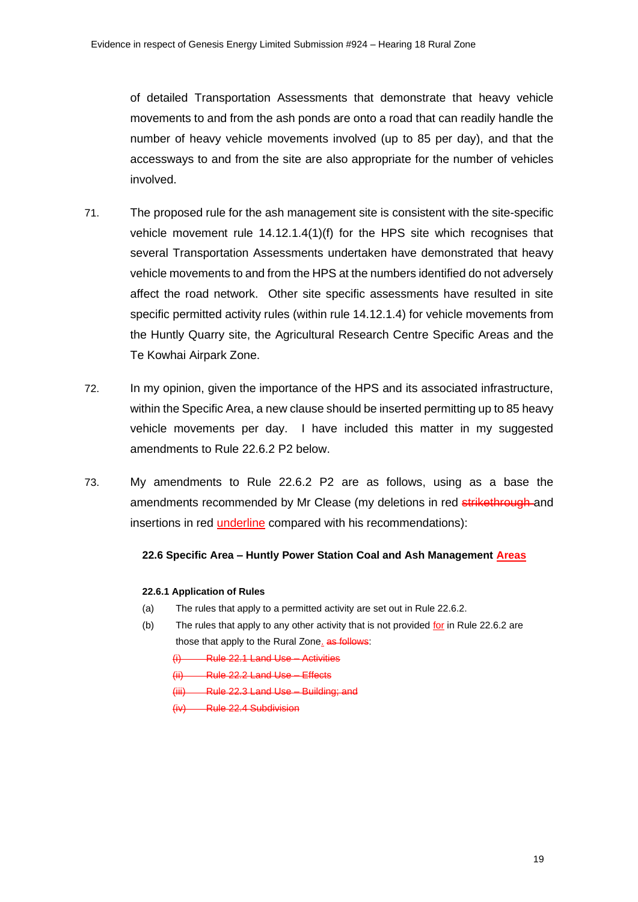of detailed Transportation Assessments that demonstrate that heavy vehicle movements to and from the ash ponds are onto a road that can readily handle the number of heavy vehicle movements involved (up to 85 per day), and that the accessways to and from the site are also appropriate for the number of vehicles involved.

71. The proposed rule for the ash management site is consistent with the site-specific vehicle movement rule 14.12.1.4(1)(f) for the HPS site which recognises that several Transportation Assessments undertaken have demonstrated that heavy vehicle movements to and from the HPS at the numbers identified do not adversely affect the road network. Other site specific assessments have resulted in site specific permitted activity rules (within rule 14.12.1.4) for vehicle movements from the Huntly Quarry site, the Agricultural Research Centre Specific Areas and the Te Kowhai Airpark Zone.

72. In my opinion, given the importance of the HPS and its associated infrastructure, within the Specific Area, a new clause should be inserted permitting up to 85 heavy vehicle movements per day. I have included this matter in my suggested amendments to Rule 22.6.2 P2 below.

73. My amendments to Rule 22.6.2 P2 are as follows, using as a base the amendments recommended by Mr Clease (my deletions in red ~~strikethrough~~ and insertions in red <u>underline</u> compared with his recommendations):

**22.6 Specific Area – Huntly Power Station Coal and Ash Management <u>Areas</u>**

**22.6.1 Application of Rules**

(a) The rules that apply to a permitted activity are set out in Rule 22.6.2.

(b) The rules that apply to any other activity that is not provided <u>for</u> in Rule 22.6.2 are those that apply to the Rural Zone<u>.</u> ~~as follows~~:

~~(i) Rule 22.1 Land Use – Activities~~

~~(ii) Rule 22.2 Land Use – Effects~~

~~(iii) Rule 22.3 Land Use – Building; and~~

~~(iv) Rule 22.4 Subdivision~~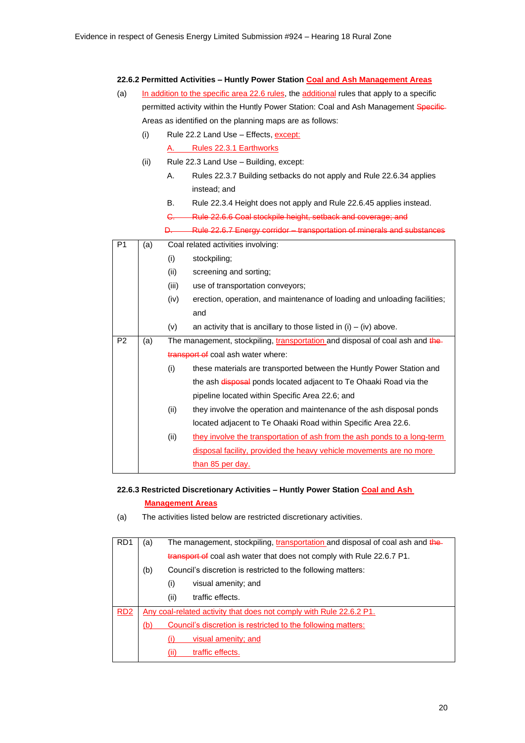### 22.6.2 Permitted Activities – Huntly Power Station Coal and Ash Management Areas

(a) In addition to the specific area 22.6 rules, the additional rules that apply to a specific permitted activity within the Huntly Power Station: Coal and Ash Management ~~Specific~~ Areas as identified on the planning maps are as follows:

(i) Rule 22.2 Land Use – Effects, except:

A. Rules 22.3.1 Earthworks

(ii) Rule 22.3 Land Use – Building, except:

A. Rules 22.3.7 Building setbacks do not apply and Rule 22.6.34 applies instead; and

B. Rule 22.3.4 Height does not apply and Rule 22.6.45 applies instead.

~~C. Rule 22.6.6 Coal stockpile height, setback and coverage; and~~

~~D. Rule 22.6.7 Energy corridor – transportation of minerals and substances~~

| | | |
|---|---|---|
| P1 | (a) | Coal related activities involving:<br>(i) stockpiling;<br>(ii) screening and sorting;<br>(iii) use of transportation conveyors;<br>(iv) erection, operation, and maintenance of loading and unloading facilities; and<br>(v) an activity that is ancillary to those listed in (i) – (iv) above. |
| P2 | (a) | The management, stockpiling, transportation and disposal of coal ash and ~~the transport of~~ coal ash water where:<br>(i) these materials are transported between the Huntly Power Station and the ash ~~disposal~~ ponds located adjacent to Te Ohaaki Road via the pipeline located within Specific Area 22.6; and<br>(ii) they involve the operation and maintenance of the ash disposal ponds located adjacent to Te Ohaaki Road within Specific Area 22.6.<br>(ii) they involve the transportation of ash from the ash ponds to a long-term disposal facility, provided the heavy vehicle movements are no more than 85 per day. |

### 22.6.3 Restricted Discretionary Activities – Huntly Power Station Coal and Ash Management Areas

(a) The activities listed below are restricted discretionary activities.

| | | |
|---|---|---|
| RD1 | (a) | The management, stockpiling, transportation and disposal of coal ash and ~~the transport of~~ coal ash water that does not comply with Rule 22.6.7 P1. |
| | (b) | Council's discretion is restricted to the following matters:<br>(i) visual amenity; and<br>(ii) traffic effects. |
| RD2 | | Any coal-related activity that does not comply with Rule 22.6.2 P1. |
| | (b) | Council's discretion is restricted to the following matters:<br>(i) visual amenity; and<br>(ii) traffic effects. |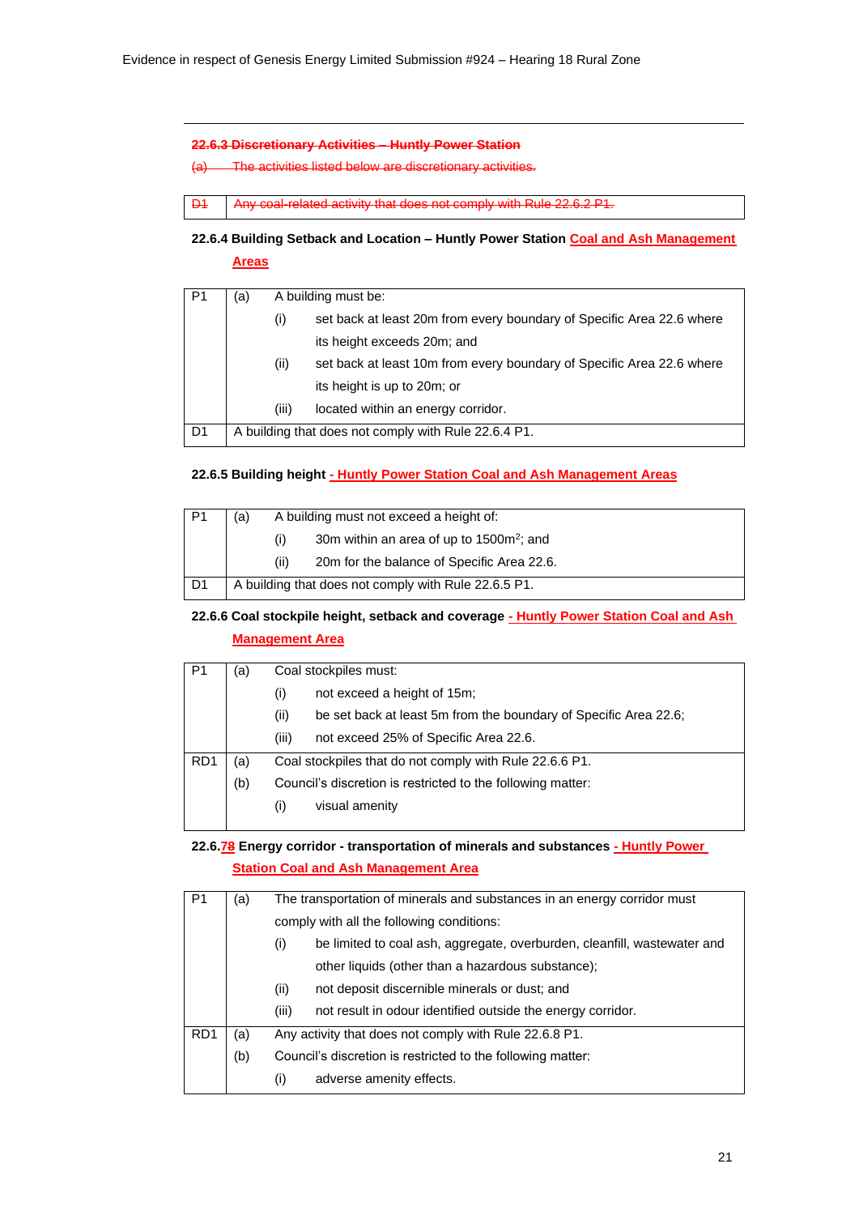~~22.6.3 Discretionary Activities – Huntly Power Station~~

~~(a) The activities listed below are discretionary activities.~~

| | |
|---|---|
| ~~D1~~ | ~~Any coal-related activity that does not comply with Rule 22.6.2 P1.~~ |

**22.6.4 Building Setback and Location – Huntly Power Station Coal and Ash Management Areas**

| | | |
|---|---|---|
| P1 | (a) | A building must be:<br>(i) set back at least 20m from every boundary of Specific Area 22.6 where its height exceeds 20m; and<br>(ii) set back at least 10m from every boundary of Specific Area 22.6 where its height is up to 20m; or<br>(iii) located within an energy corridor. |
| D1 | | A building that does not comply with Rule 22.6.4 P1. |

**22.6.5 Building height - Huntly Power Station Coal and Ash Management Areas**

| | | |
|---|---|---|
| P1 | (a) | A building must not exceed a height of:<br>(i) 30m within an area of up to 1500m$^2$; and<br>(ii) 20m for the balance of Specific Area 22.6. |
| D1 | | A building that does not comply with Rule 22.6.5 P1. |

**22.6.6 Coal stockpile height, setback and coverage - Huntly Power Station Coal and Ash Management Area**

| | | |
|---|---|---|
| P1 | (a) | Coal stockpiles must:<br>(i) not exceed a height of 15m;<br>(ii) be set back at least 5m from the boundary of Specific Area 22.6;<br>(iii) not exceed 25% of Specific Area 22.6. |
| RD1 | (a) | Coal stockpiles that do not comply with Rule 22.6.6 P1. |
| | (b) | Council's discretion is restricted to the following matter:<br>(i) visual amenity |

**22.6.~~7~~8 Energy corridor - transportation of minerals and substances - Huntly Power Station Coal and Ash Management Area**

| | | |
|---|---|---|
| P1 | (a) | The transportation of minerals and substances in an energy corridor must comply with all the following conditions:<br>(i) be limited to coal ash, aggregate, overburden, cleanfill, wastewater and other liquids (other than a hazardous substance);<br>(ii) not deposit discernible minerals or dust; and<br>(iii) not result in odour identified outside the energy corridor. |
| RD1 | (a) | Any activity that does not comply with Rule 22.6.8 P1. |
| | (b) | Council's discretion is restricted to the following matter:<br>(i) adverse amenity effects. |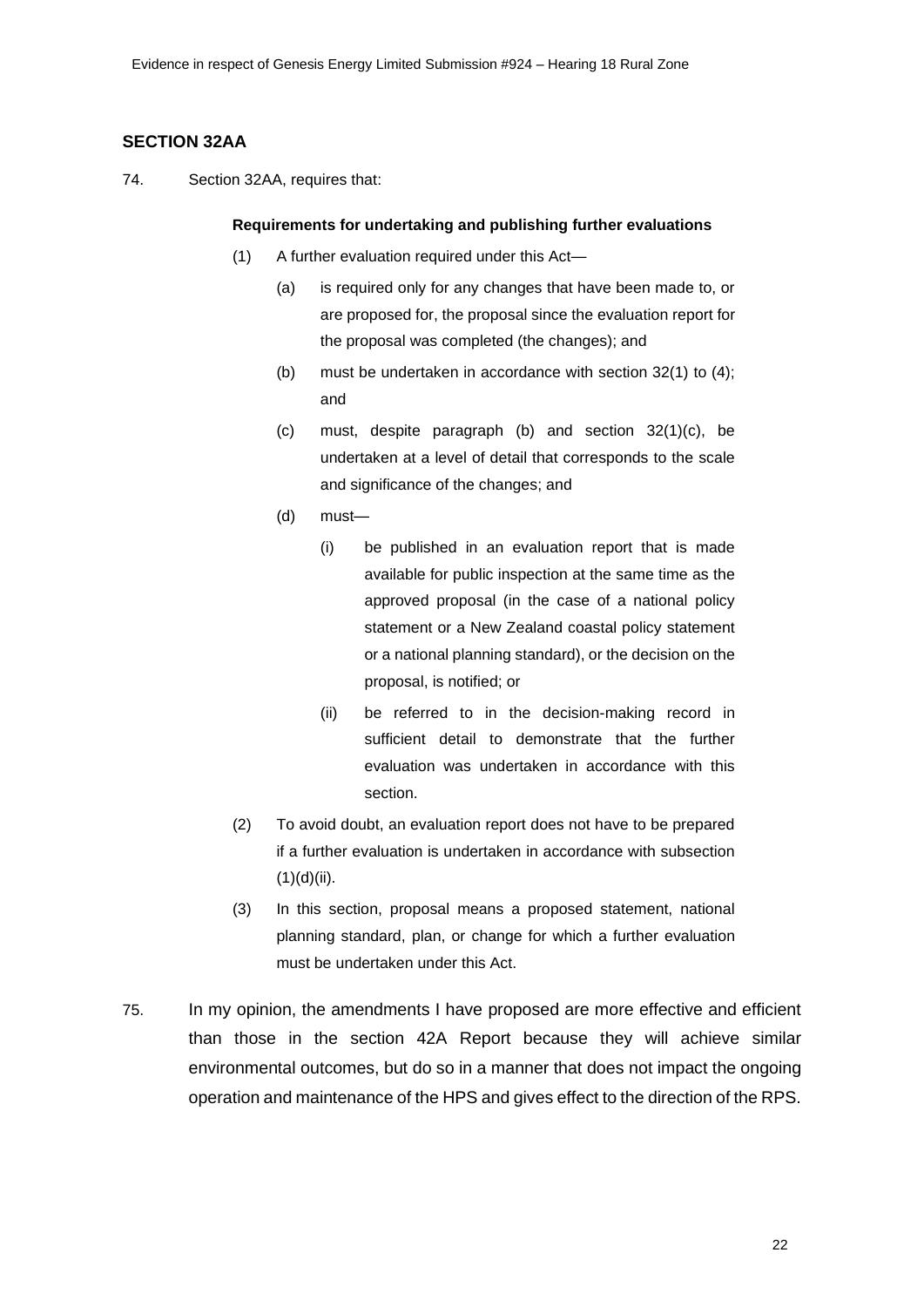## SECTION 32AA

74. Section 32AA, requires that:

> **Requirements for undertaking and publishing further evaluations**
>
> (1) A further evaluation required under this Act—
>
> (a) is required only for any changes that have been made to, or are proposed for, the proposal since the evaluation report for the proposal was completed (the changes); and
>
> (b) must be undertaken in accordance with section 32(1) to (4); and
>
> (c) must, despite paragraph (b) and section 32(1)(c), be undertaken at a level of detail that corresponds to the scale and significance of the changes; and
>
> (d) must—
>
> (i) be published in an evaluation report that is made available for public inspection at the same time as the approved proposal (in the case of a national policy statement or a New Zealand coastal policy statement or a national planning standard), or the decision on the proposal, is notified; or
>
> (ii) be referred to in the decision-making record in sufficient detail to demonstrate that the further evaluation was undertaken in accordance with this section.
>
> (2) To avoid doubt, an evaluation report does not have to be prepared if a further evaluation is undertaken in accordance with subsection (1)(d)(ii).
>
> (3) In this section, proposal means a proposed statement, national planning standard, plan, or change for which a further evaluation must be undertaken under this Act.

75. In my opinion, the amendments I have proposed are more effective and efficient than those in the section 42A Report because they will achieve similar environmental outcomes, but do so in a manner that does not impact the ongoing operation and maintenance of the HPS and gives effect to the direction of the RPS.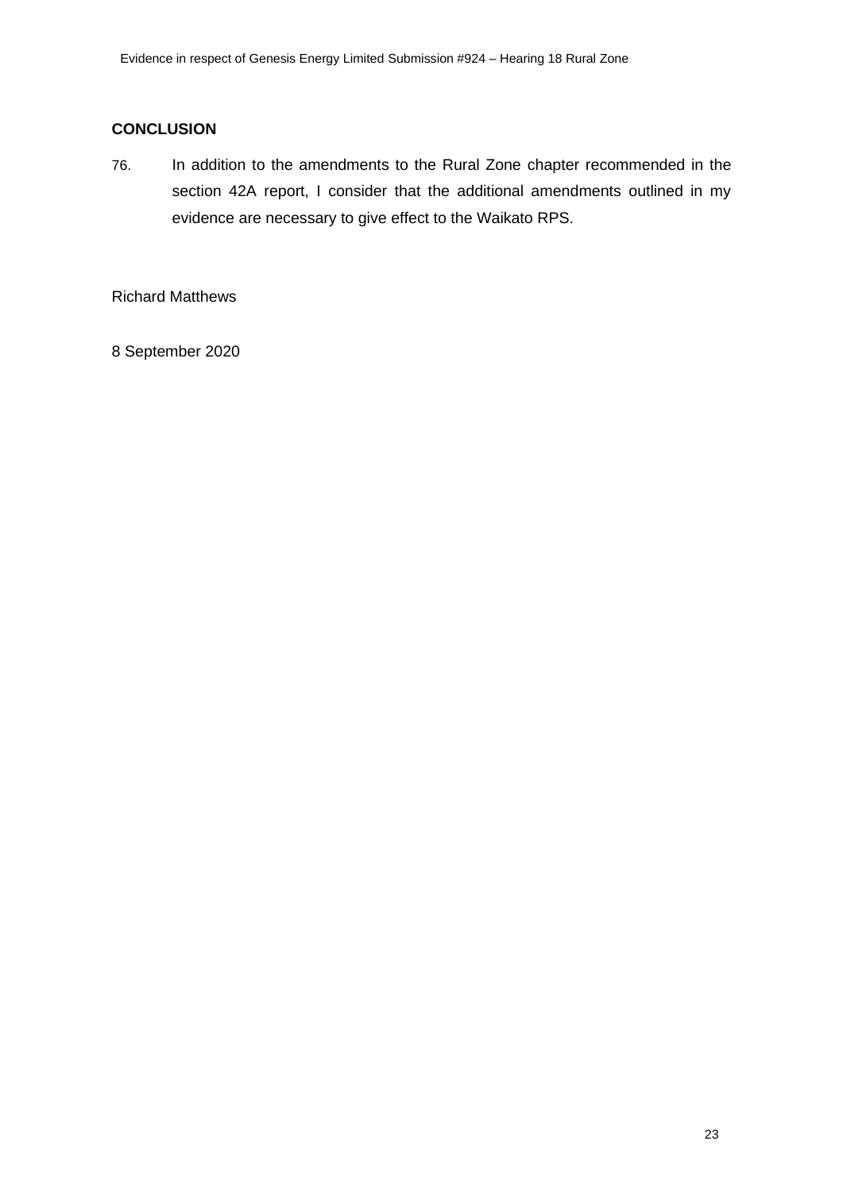## CONCLUSION

76. In addition to the amendments to the Rural Zone chapter recommended in the section 42A report, I consider that the additional amendments outlined in my evidence are necessary to give effect to the Waikato RPS.

Richard Matthews

8 September 2020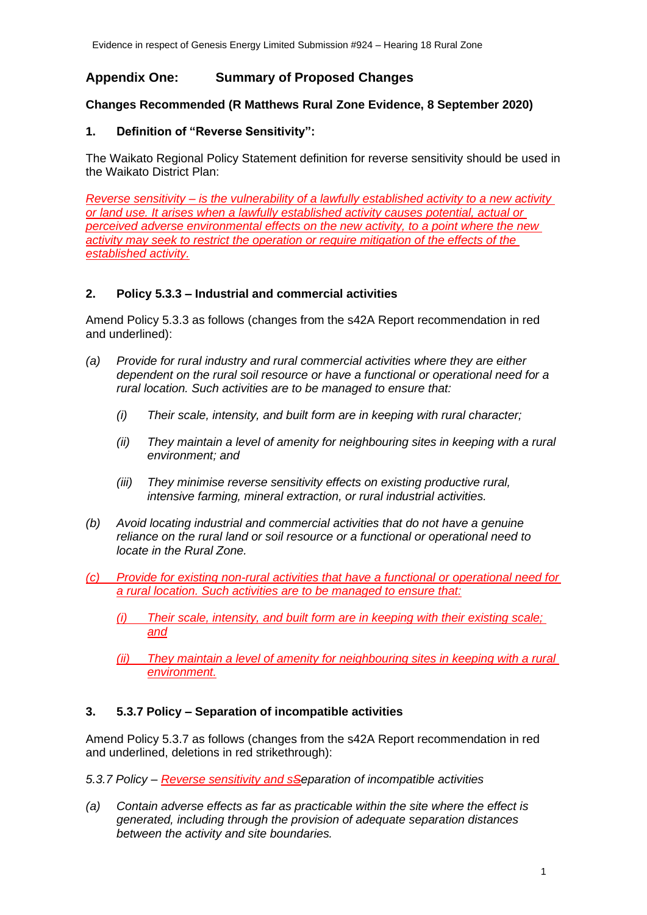## Appendix One: Summary of Proposed Changes

### Changes Recommended (R Matthews Rural Zone Evidence, 8 September 2020)

### 1. Definition of "Reverse Sensitivity":

The Waikato Regional Policy Statement definition for reverse sensitivity should be used in the Waikato District Plan:

*Reverse sensitivity – is the vulnerability of a lawfully established activity to a new activity or land use. It arises when a lawfully established activity causes potential, actual or perceived adverse environmental effects on the new activity, to a point where the new activity may seek to restrict the operation or require mitigation of the effects of the established activity.*

### 2. Policy 5.3.3 – Industrial and commercial activities

Amend Policy 5.3.3 as follows (changes from the s42A Report recommendation in red and underlined):

*(a) Provide for rural industry and rural commercial activities where they are either dependent on the rural soil resource or have a functional or operational need for a rural location. Such activities are to be managed to ensure that:*

*(i) Their scale, intensity, and built form are in keeping with rural character;*

*(ii) They maintain a level of amenity for neighbouring sites in keeping with a rural environment; and*

*(iii) They minimise reverse sensitivity effects on existing productive rural, intensive farming, mineral extraction, or rural industrial activities.*

*(b) Avoid locating industrial and commercial activities that do not have a genuine reliance on the rural land or soil resource or a functional or operational need to locate in the Rural Zone.*

*(c) Provide for existing non-rural activities that have a functional or operational need for a rural location. Such activities are to be managed to ensure that:*

*(i) Their scale, intensity, and built form are in keeping with their existing scale; and*

*(ii) They maintain a level of amenity for neighbouring sites in keeping with a rural environment.*

### 3. 5.3.7 Policy – Separation of incompatible activities

Amend Policy 5.3.7 as follows (changes from the s42A Report recommendation in red and underlined, deletions in red strikethrough):

*5.3.7 Policy – Reverse sensitivity and s~~S~~eparation of incompatible activities*

*(a) Contain adverse effects as far as practicable within the site where the effect is generated, including through the provision of adequate separation distances between the activity and site boundaries.*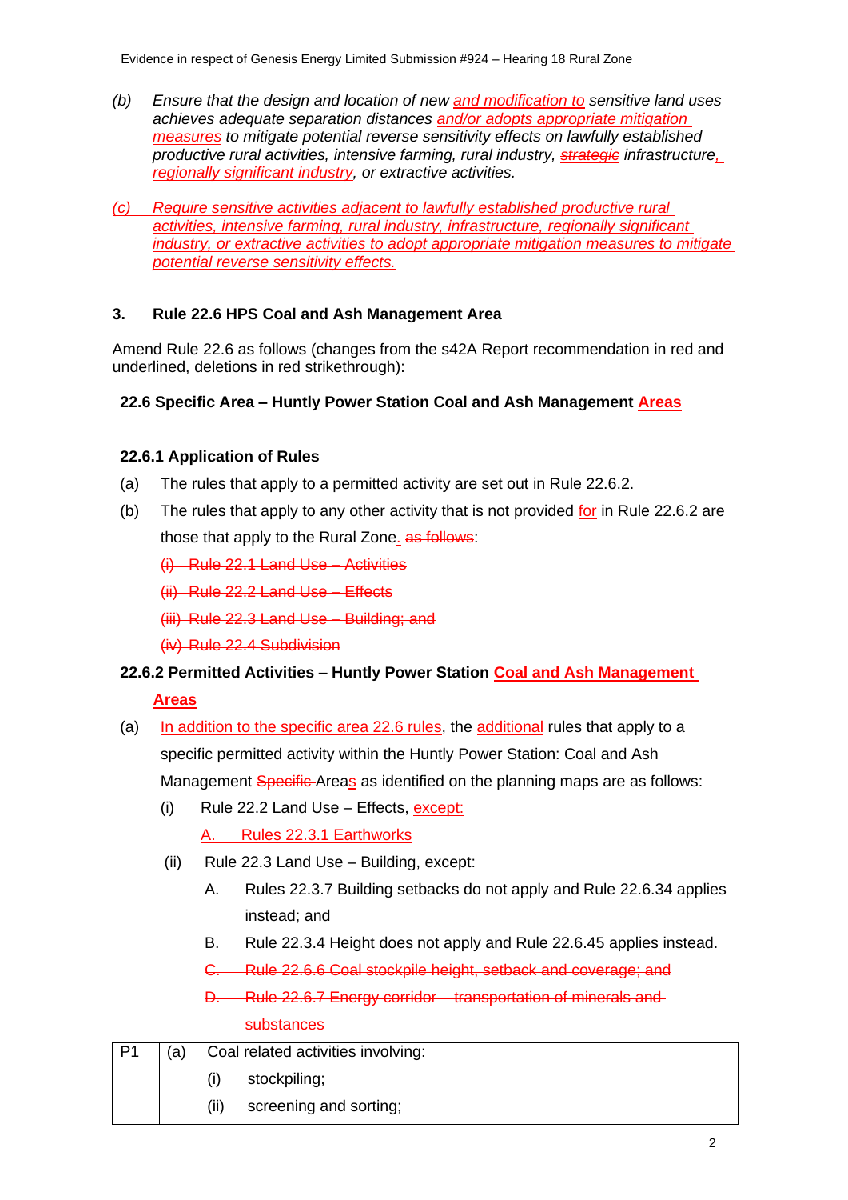(b) *Ensure that the design and location of new and modification to sensitive land uses achieves adequate separation distances and/or adopts appropriate mitigation measures to mitigate potential reverse sensitivity effects on lawfully established productive rural activities, intensive farming, rural industry, ~~strategic~~ infrastructure, regionally significant industry, or extractive activities.*

(c) *Require sensitive activities adjacent to lawfully established productive rural activities, intensive farming, rural industry, infrastructure, regionally significant industry, or extractive activities to adopt appropriate mitigation measures to mitigate potential reverse sensitivity effects.*

## 3. Rule 22.6 HPS Coal and Ash Management Area

Amend Rule 22.6 as follows (changes from the s42A Report recommendation in red and underlined, deletions in red strikethrough):

### 22.6 Specific Area – Huntly Power Station Coal and Ash Management Areas

### 22.6.1 Application of Rules

(a) The rules that apply to a permitted activity are set out in Rule 22.6.2.

(b) The rules that apply to any other activity that is not provided for in Rule 22.6.2 are those that apply to the Rural Zone. ~~as follows~~:

~~(i) Rule 22.1 Land Use – Activities~~

~~(ii) Rule 22.2 Land Use – Effects~~

~~(iii) Rule 22.3 Land Use – Building; and~~

~~(iv) Rule 22.4 Subdivision~~

### 22.6.2 Permitted Activities – Huntly Power Station Coal and Ash Management Areas

(a) In addition to the specific area 22.6 rules, the additional rules that apply to a specific permitted activity within the Huntly Power Station: Coal and Ash Management ~~Specific~~ Areas as identified on the planning maps are as follows:

(i) Rule 22.2 Land Use – Effects, except:

A. Rules 22.3.1 Earthworks

(ii) Rule 22.3 Land Use – Building, except:

A. Rules 22.3.7 Building setbacks do not apply and Rule 22.6.34 applies instead; and

B. Rule 22.3.4 Height does not apply and Rule 22.6.45 applies instead.

~~C. Rule 22.6.6 Coal stockpile height, setback and coverage; and~~

~~D. Rule 22.6.7 Energy corridor – transportation of minerals and substances~~

| P1 | (a) | Coal related activities involving: |
|---|---|---|
| | | (i) stockpiling; |
| | | (ii) screening and sorting; |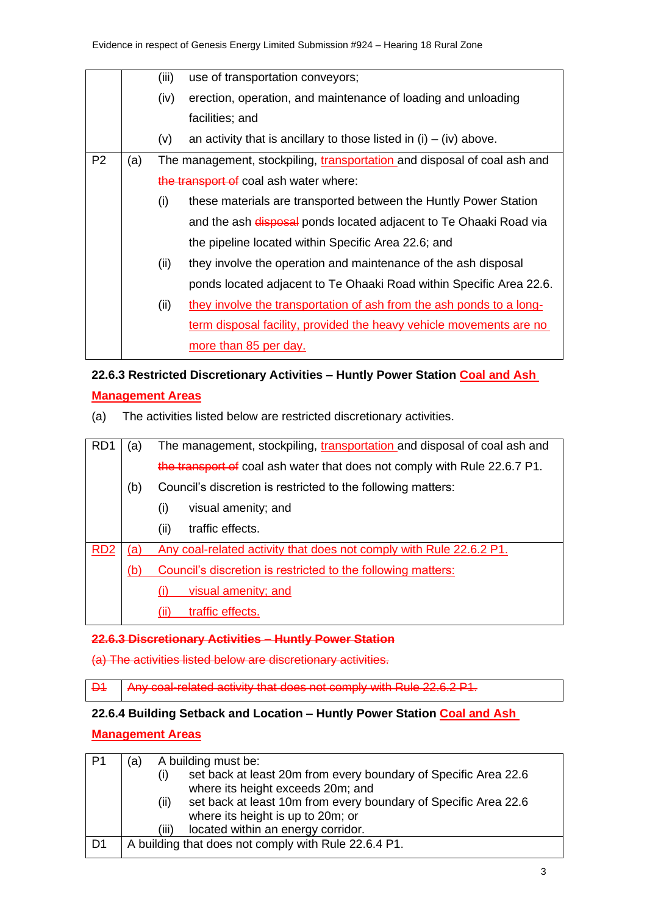| | | |
|---|---|---|
| | | (iii) use of transportation conveyors;<br>(iv) erection, operation, and maintenance of loading and unloading facilities; and<br>(v) an activity that is ancillary to those listed in (i) – (iv) above. |
| P2 | (a) | The management, stockpiling, transportation and disposal of coal ash and ~~the transport of~~ coal ash water where:<br>(i) these materials are transported between the Huntly Power Station and the ash ~~disposal~~ ponds located adjacent to Te Ohaaki Road via the pipeline located within Specific Area 22.6; and<br>(ii) they involve the operation and maintenance of the ash disposal ponds located adjacent to Te Ohaaki Road within Specific Area 22.6.<br>(ii) they involve the transportation of ash from the ash ponds to a long-term disposal facility, provided the heavy vehicle movements are no more than 85 per day. |

**22.6.3 Restricted Discretionary Activities – Huntly Power Station Coal and Ash Management Areas**

(a) The activities listed below are restricted discretionary activities.

| | | |
|---|---|---|
| RD1 | (a) | The management, stockpiling, transportation and disposal of coal ash and ~~the transport of~~ coal ash water that does not comply with Rule 22.6.7 P1. |
| | (b) | Council's discretion is restricted to the following matters:<br>(i) visual amenity; and<br>(ii) traffic effects. |
| RD2 | (a) | Any coal-related activity that does not comply with Rule 22.6.2 P1. |
| | (b) | Council's discretion is restricted to the following matters:<br>(i) visual amenity; and<br>(ii) traffic effects. |

~~**22.6.3 Discretionary Activities – Huntly Power Station**~~

~~(a) The activities listed below are discretionary activities.~~

| | |
|---|---|
| ~~D1~~ | ~~Any coal-related activity that does not comply with Rule 22.6.2 P1.~~ |

**22.6.4 Building Setback and Location – Huntly Power Station Coal and Ash Management Areas**

| | | |
|---|---|---|
| P1 | (a) | A building must be:<br>(i) set back at least 20m from every boundary of Specific Area 22.6 where its height exceeds 20m; and<br>(ii) set back at least 10m from every boundary of Specific Area 22.6 where its height is up to 20m; or<br>(iii) located within an energy corridor. |
| D1 | | A building that does not comply with Rule 22.6.4 P1. |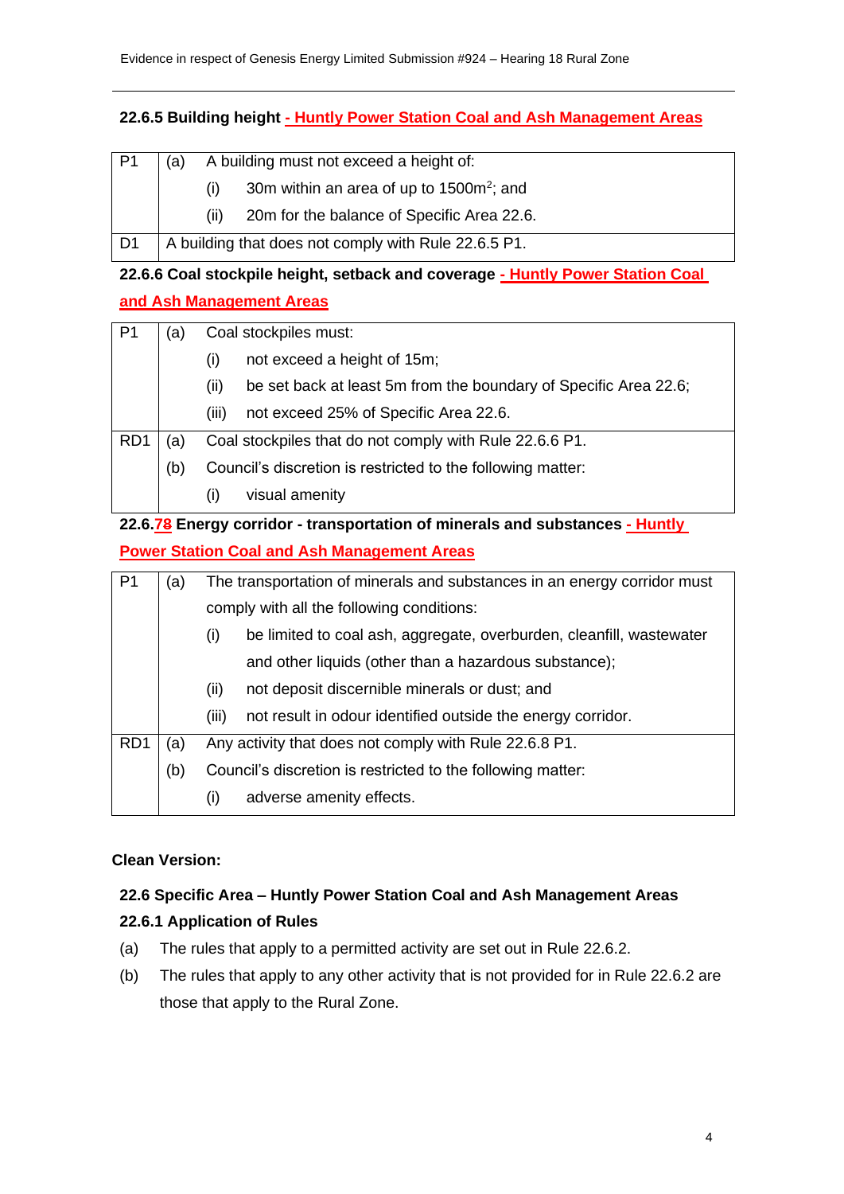**22.6.5 Building height - Huntly Power Station Coal and Ash Management Areas**

| | | |
|---|---|---|
| P1 | (a) | A building must not exceed a height of:<br>(i) 30m within an area of up to 1500m$^2$; and<br>(ii) 20m for the balance of Specific Area 22.6. |
| D1 | A building that does not comply with Rule 22.6.5 P1. | |

**22.6.6 Coal stockpile height, setback and coverage - Huntly Power Station Coal and Ash Management Areas**

| | | |
|---|---|---|
| P1 | (a) | Coal stockpiles must:<br>(i) not exceed a height of 15m;<br>(ii) be set back at least 5m from the boundary of Specific Area 22.6;<br>(iii) not exceed 25% of Specific Area 22.6. |
| RD1 | (a) | Coal stockpiles that do not comply with Rule 22.6.6 P1. |
| | (b) | Council's discretion is restricted to the following matter:<br>(i) visual amenity |

**22.6.78 Energy corridor - transportation of minerals and substances - Huntly Power Station Coal and Ash Management Areas**

| | | |
|---|---|---|
| P1 | (a) | The transportation of minerals and substances in an energy corridor must comply with all the following conditions:<br>(i) be limited to coal ash, aggregate, overburden, cleanfill, wastewater and other liquids (other than a hazardous substance);<br>(ii) not deposit discernible minerals or dust; and<br>(iii) not result in odour identified outside the energy corridor. |
| RD1 | (a) | Any activity that does not comply with Rule 22.6.8 P1. |
| | (b) | Council's discretion is restricted to the following matter:<br>(i) adverse amenity effects. |

**Clean Version:**

**22.6 Specific Area – Huntly Power Station Coal and Ash Management Areas**

**22.6.1 Application of Rules**

(a) The rules that apply to a permitted activity are set out in Rule 22.6.2.

(b) The rules that apply to any other activity that is not provided for in Rule 22.6.2 are those that apply to the Rural Zone.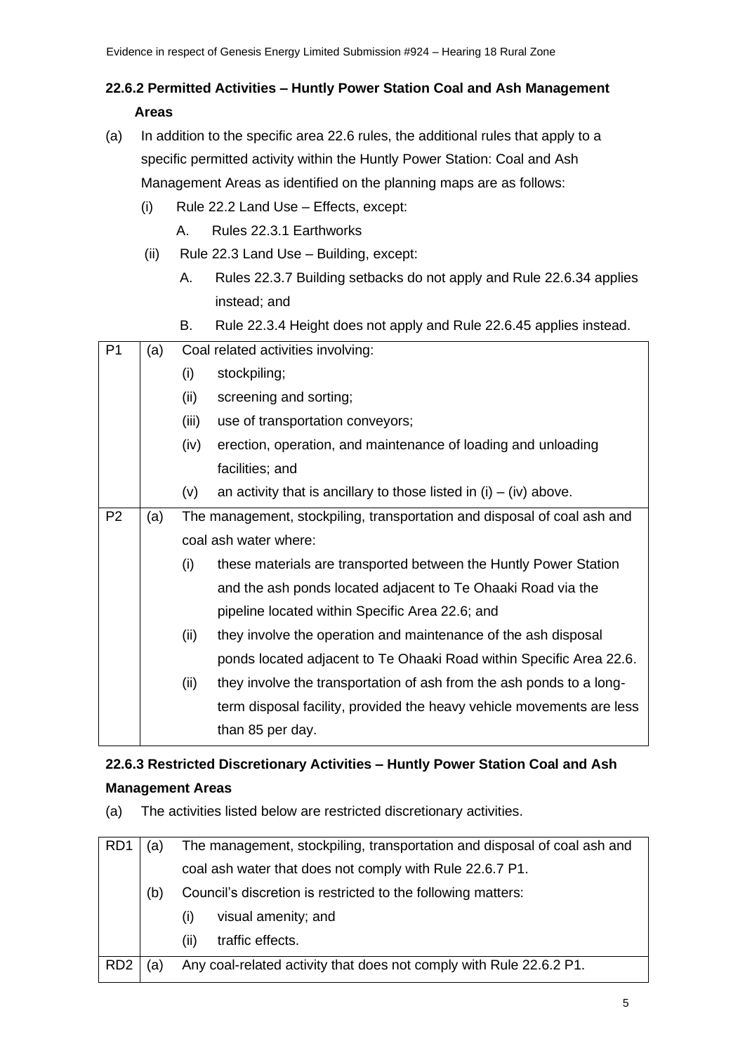**22.6.2 Permitted Activities – Huntly Power Station Coal and Ash Management Areas**

(a) In addition to the specific area 22.6 rules, the additional rules that apply to a specific permitted activity within the Huntly Power Station: Coal and Ash Management Areas as identified on the planning maps are as follows:

- (i) Rule 22.2 Land Use – Effects, except:
  - A. Rules 22.3.1 Earthworks
- (ii) Rule 22.3 Land Use – Building, except:
  - A. Rules 22.3.7 Building setbacks do not apply and Rule 22.6.34 applies instead; and
  - B. Rule 22.3.4 Height does not apply and Rule 22.6.45 applies instead.

| | | |
|---|---|---|
| P1 | (a) | Coal related activities involving:<br>(i) stockpiling;<br>(ii) screening and sorting;<br>(iii) use of transportation conveyors;<br>(iv) erection, operation, and maintenance of loading and unloading facilities; and<br>(v) an activity that is ancillary to those listed in (i) – (iv) above. |
| P2 | (a) | The management, stockpiling, transportation and disposal of coal ash and coal ash water where:<br>(i) these materials are transported between the Huntly Power Station and the ash ponds located adjacent to Te Ohaaki Road via the pipeline located within Specific Area 22.6; and<br>(ii) they involve the operation and maintenance of the ash disposal ponds located adjacent to Te Ohaaki Road within Specific Area 22.6.<br>(ii) they involve the transportation of ash from the ash ponds to a long-term disposal facility, provided the heavy vehicle movements are less than 85 per day. |

**22.6.3 Restricted Discretionary Activities – Huntly Power Station Coal and Ash Management Areas**

(a) The activities listed below are restricted discretionary activities.

| | | |
|---|---|---|
| RD1 | (a) | The management, stockpiling, transportation and disposal of coal ash and coal ash water that does not comply with Rule 22.6.7 P1. |
| | (b) | Council's discretion is restricted to the following matters:<br>(i) visual amenity; and<br>(ii) traffic effects. |
| RD2 | (a) | Any coal-related activity that does not comply with Rule 22.6.2 P1. |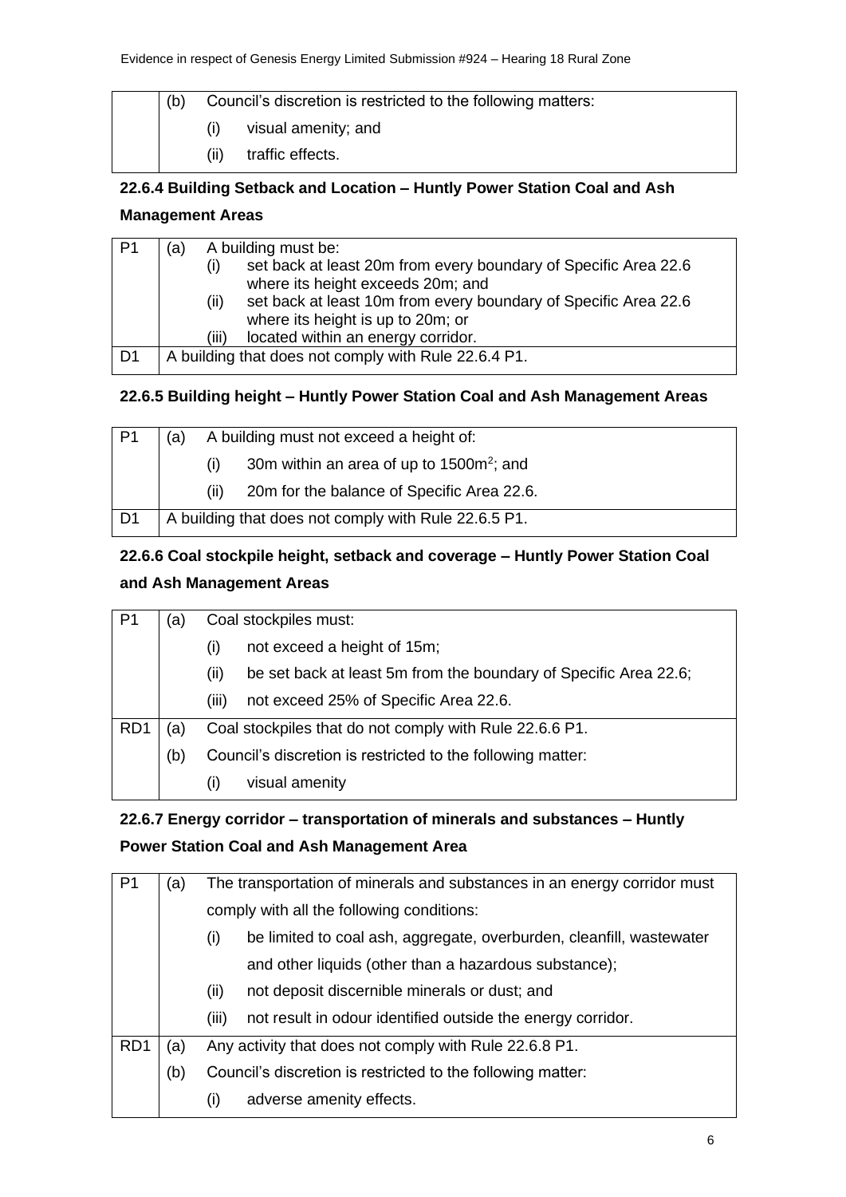| | | |
|---|---|---|
| | (b) | Council's discretion is restricted to the following matters:<br>(i) visual amenity; and<br>(ii) traffic effects. |

**22.6.4 Building Setback and Location – Huntly Power Station Coal and Ash Management Areas**

| | | |
|---|---|---|
| P1 | (a) | A building must be:<br>(i) set back at least 20m from every boundary of Specific Area 22.6 where its height exceeds 20m; and<br>(ii) set back at least 10m from every boundary of Specific Area 22.6 where its height is up to 20m; or<br>(iii) located within an energy corridor. |
| D1 | A building that does not comply with Rule 22.6.4 P1. | |

**22.6.5 Building height – Huntly Power Station Coal and Ash Management Areas**

| | | |
|---|---|---|
| P1 | (a) | A building must not exceed a height of:<br>(i) 30m within an area of up to 1500m²; and<br>(ii) 20m for the balance of Specific Area 22.6. |
| D1 | A building that does not comply with Rule 22.6.5 P1. | |

**22.6.6 Coal stockpile height, setback and coverage – Huntly Power Station Coal and Ash Management Areas**

| | | |
|---|---|---|
| P1 | (a) | Coal stockpiles must:<br>(i) not exceed a height of 15m;<br>(ii) be set back at least 5m from the boundary of Specific Area 22.6;<br>(iii) not exceed 25% of Specific Area 22.6. |
| RD1 | (a) | Coal stockpiles that do not comply with Rule 22.6.6 P1. |
| | (b) | Council's discretion is restricted to the following matter:<br>(i) visual amenity |

**22.6.7 Energy corridor – transportation of minerals and substances – Huntly Power Station Coal and Ash Management Area**

| | | |
|---|---|---|
| P1 | (a) | The transportation of minerals and substances in an energy corridor must comply with all the following conditions:<br>(i) be limited to coal ash, aggregate, overburden, cleanfill, wastewater and other liquids (other than a hazardous substance);<br>(ii) not deposit discernible minerals or dust; and<br>(iii) not result in odour identified outside the energy corridor. |
| RD1 | (a) | Any activity that does not comply with Rule 22.6.8 P1. |
| | (b) | Council's discretion is restricted to the following matter:<br>(i) adverse amenity effects. |